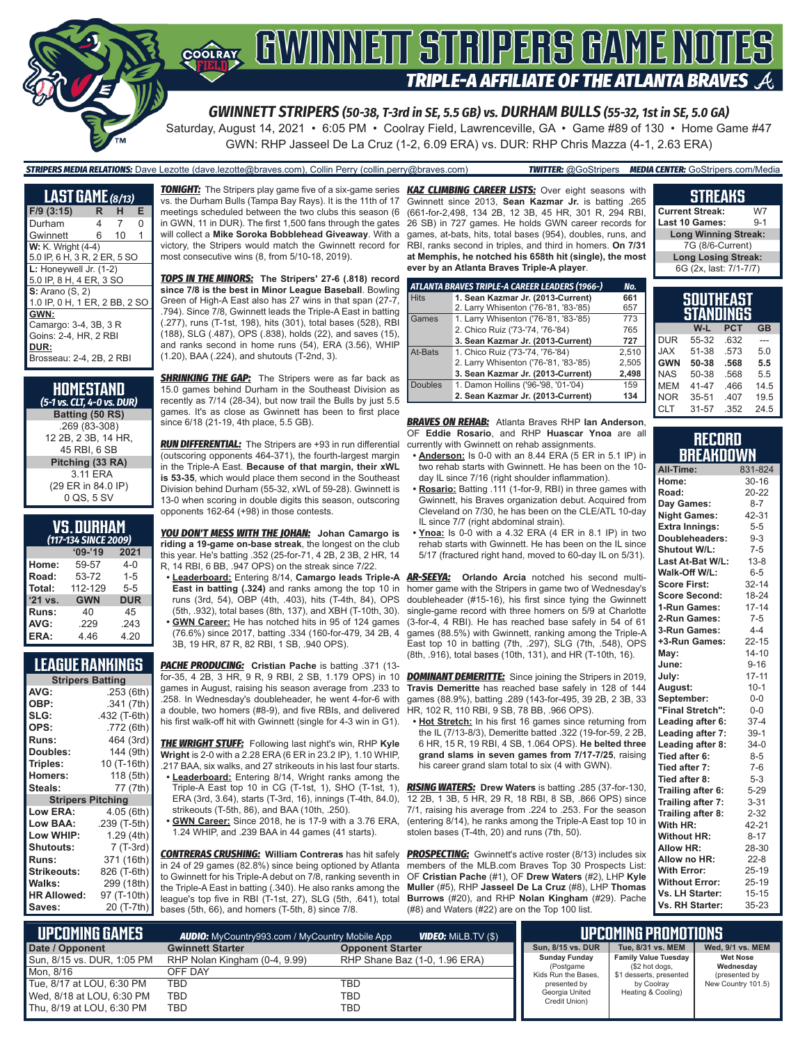# GWINNETT STRIPERS GAME NOTES

## TRIPLE-A AFFILIATE OF THE ATLANTA BRAVES

### GWINNETT STRIPERS (50-38, T-3rd in SE, 5.5 GB) vs. DURHAM BULLS (55-32, 1st in SE, 5.0 GA)

Saturday, August 14, 2021 • 6:05 PM • Coolray Field, Lawrenceville, GA • Game #89 of 130 • Home Game #47

GWN: RHP Jasseel De La Cruz (1-2, 6.09 ERA) vs. DUR: RHP Chris Mazza (4-1, 2.63 ERA)

*STRIPERS MEDIA RELATIONS:* Dave Lezotte (dave.lezotte@braves.com), Collin Perry (collin.perry@braves.com) *TWITTER:* @GoStripers *MEDIA CENTER:* GoStripers.com/Media

## LAST GAME (8/13)

| F/9 (3:15) | R | H | E |
|---|---|---|---|
| Durham | 4 | 7 | 0 |
| Gwinnett | 6 | 10 | 1 |

**W:** K. Wright (4-4)
5.0 IP, 6 H, 3 R, 2 ER, 5 SO

**L:** Honeywell Jr. (1-2)
5.0 IP, 8 H, 4 ER, 3 SO

**S:** Arano (S, 2)
1.0 IP, 0 H, 1 ER, 2 BB, 2 SO

**GWN:**
Camargo: 3-4, 3B, 3 R
Goins: 2-4, HR, 2 RBI

**DUR:**
Brosseau: 2-4, 2B, 2 RBI

## HOMESTAND
*(5-1 vs. CLT, 4-0 vs. DUR)*

**Batting (50 RS)**
.269 (83-308)
12 2B, 2 3B, 14 HR,
45 RBI, 6 SB

**Pitching (33 RA)**
3.11 ERA
(29 ER in 84.0 IP)
0 QS, 5 SV

## VS. DURHAM
*(117-134 SINCE 2009)*

| | '09-'19 | 2021 |
|---|---|---|
| Home: | 59-57 | 4-0 |
| Road: | 53-72 | 1-5 |
| Total: | 112-129 | 5-5 |
| '21 vs. | GWN | DUR |
| Runs: | 40 | 45 |
| AVG: | .229 | .243 |
| ERA: | 4.46 | 4.20 |

## LEAGUE RANKINGS

| Stripers Batting | |
|---|---|
| AVG: | .253 (6th) |
| OBP: | .341 (7th) |
| SLG: | .432 (T-6th) |
| OPS: | .772 (6th) |
| Runs: | 464 (3rd) |
| Doubles: | 144 (9th) |
| Triples: | 10 (T-16th) |
| Homers: | 118 (5th) |
| Steals: | 77 (7th) |
| **Stripers Pitching** | |
| Low ERA: | 4.05 (6th) |
| Low BAA: | .239 (T-5th) |
| Low WHIP: | 1.29 (4th) |
| Shutouts: | 7 (T-3rd) |
| Runs: | 371 (16th) |
| Strikeouts: | 826 (T-6th) |
| Walks: | 299 (18th) |
| HR Allowed: | 97 (T-10th) |
| Saves: | 20 (T-7th) |

***TONIGHT:*** The Stripers play game five of a six-game series vs. the Durham Bulls (Tampa Bay Rays). It is the 11th of 17 meetings scheduled between the two clubs this season (6 in GWN, 11 in DUR). The first 1,500 fans through the gates will collect a **Mike Soroka Bobblehead Giveaway**. With a victory, the Stripers would match the Gwinnett record for most consecutive wins (8, from 5/10-18, 2019).

***TOPS IN THE MINORS:*** **The Stripers' 27-6 (.818) record since 7/8 is the best in Minor League Baseball**. Bowling Green of High-A East also has 27 wins in that span (27-7, .794). Since 7/8, Gwinnett leads the Triple-A East in batting (.277), runs (T-1st, 198), hits (301), total bases (528), RBI (188), SLG (.487), OPS (.838), holds (22), and saves (15), and ranks second in home runs (54), ERA (3.56), WHIP (1.20), BAA (.224), and shutouts (T-2nd, 3).

***SHRINKING THE GAP:*** The Stripers were as far back as 15.0 games behind Durham in the Southeast Division as recently as 7/14 (28-34), but now trail the Bulls by just 5.5 games. It's as close as Gwinnett has been to first place since 6/18 (21-19, 4th place, 5.5 GB).

***RUN DIFFERENTIAL:*** The Stripers are +93 in run differential (outscoring opponents 464-371), the fourth-largest margin in the Triple-A East. **Because of that margin, their xWL is 53-35**, which would place them second in the Southeast Division behind Durham (55-32, xWL of 59-28). Gwinnett is 13-0 when scoring in double digits this season, outscoring opponents 162-64 (+98) in those contests.

***YOU DON'T MESS WITH THE JOHAN:*** **Johan Camargo is riding a 19-game on-base streak**, the longest on the club this year. He's batting .352 (25-for-71, 4 2B, 2 3B, 2 HR, 14 R, 14 RBI, 6 BB, .947 OPS) on the streak since 7/22.

- **Leaderboard:** Entering 8/14, **Camargo leads Triple-A East in batting (.324)** and ranks among the top 10 in runs (3rd, 54), OBP (4th, .403), hits (T-4th, 84), OPS (5th, .932), total bases (8th, 137), and XBH (T-10th, 30).
- **GWN Career:** He has notched hits in 95 of 124 games (76.6%) since 2017, batting .334 (160-for-479, 34 2B, 4 3B, 19 HR, 87 R, 82 RBI, 1 SB, .940 OPS).

***PACHE PRODUCING:*** **Cristian Pache** is batting .371 (13-for-35, 4 2B, 3 HR, 9 R, 9 RBI, 2 SB, 1.179 OPS) in 10 games in August, raising his season average from .233 to .258. In Wednesday's doubleheader, he went 4-for-6 with a double, two homers (#8-9), and five RBIs, and delivered his first walk-off hit with Gwinnett (single for 4-3 win in G1).

***THE WRIGHT STUFF:*** Following last night's win, RHP **Kyle Wright** is 2-0 with a 2.28 ERA (6 ER in 23.2 IP), 1.10 WHIP, .217 BAA, six walks, and 27 strikeouts in his last four starts.

- **Leaderboard:** Entering 8/14, Wright ranks among the Triple-A East top 10 in CG (T-1st, 1), SHO (T-1st, 1), ERA (3rd, 3.64), starts (T-3rd, 16), innings (T-4th, 84.0), strikeouts (T-5th, 86), and BAA (10th, .250).
- **GWN Career:** Since 2018, he is 17-9 with a 3.76 ERA, 1.24 WHIP, and .239 BAA in 44 games (41 starts).

***CONTRERAS CRUSHING:*** **William Contreras** has hit safely in 24 of 29 games (82.8%) since being optioned by Atlanta to Gwinnett for his Triple-A debut on 7/8, ranking seventh in the Triple-A East in batting (.340). He also ranks among the league's top five in RBI (T-1st, 27), SLG (5th, .641), total bases (5th, 66), and homers (T-5th, 8) since 7/8.

***KAZ CLIMBING CAREER LISTS:*** Over eight seasons with Gwinnett since 2013, **Sean Kazmar Jr.** is batting .265 (661-for-2,498, 134 2B, 12 3B, 45 HR, 301 R, 294 RBI, 26 SB) in 727 games. He holds GWN career records for games, at-bats, hits, total bases (954), doubles, runs, and RBI, ranks second in triples, and third in homers. **On 7/31 at Memphis, he notched his 658th hit (single), the most ever by an Atlanta Braves Triple-A player**.

| ATLANTA BRAVES TRIPLE-A CAREER LEADERS (1966-) | | No. |
|---|---|---|
| Hits | **1. Sean Kazmar Jr. (2013-Current)** | **661** |
| | 2. Larry Whisenton ('76-'81, '83-'85) | 657 |
| Games | 1. Larry Whisenton ('76-'81, '83-'85) | 773 |
| | 2. Chico Ruiz ('73-'74, '76-'84) | 765 |
| | **3. Sean Kazmar Jr. (2013-Current)** | **727** |
| At-Bats | 1. Chico Ruiz ('73-'74, '76-'84) | 2,510 |
| | 2. Larry Whisenton ('76-'81, '83-'85) | 2,505 |
| | **3. Sean Kazmar Jr. (2013-Current)** | **2,498** |
| Doubles | 1. Damon Hollins ('96-'98, '01-'04) | 159 |
| | **2. Sean Kazmar Jr. (2013-Current)** | **134** |

***BRAVES ON REHAB:*** Atlanta Braves RHP **Ian Anderson**, OF **Eddie Rosario**, and RHP **Huascar Ynoa** are all currently with Gwinnett on rehab assignments.

- **Anderson:** Is 0-0 with an 8.44 ERA (5 ER in 5.1 IP) in two rehab starts with Gwinnett. He has been on the 10-day IL since 7/16 (right shoulder inflammation).
- **Rosario:** Batting .111 (1-for-9, 1 RBI) in three games with Gwinnett, his Braves organization debut. Acquired from Cleveland on 7/30, he has been on the CLE/ATL 10-day IL since 7/7 (right abdominal strain).
- **Ynoa:** Is 0-0 with a 4.32 ERA (4 ER in 8.1 IP) in two rehab starts with Gwinnett. He has been on the IL since 5/17 (fractured right hand, moved to 60-day IL on 5/31).

***AR-SEEYA:*** **Orlando Arcia** notched his second multi-homer game with the Stripers in game two of Wednesday's doubleheader (#15-16), his first since tying the Gwinnett single-game record with three homers on 5/9 at Charlotte (3-for-4, 4 RBI). He has reached base safely in 54 of 61 games (88.5%) with Gwinnett, ranking among the Triple-A East top 10 in batting (7th, .297), SLG (7th, .548), OPS (8th, .916), total bases (10th, 131), and HR (T-10th, 16).

***DOMINANT DEMERITTE:*** Since joining the Stripers in 2019, **Travis Demeritte** has reached base safely in 128 of 144 games (88.9%), batting .289 (143-for-495, 39 2B, 2 3B, 33 HR, 102 R, 110 RBI, 9 SB, 78 BB, .966 OPS).

- **Hot Stretch:** In his first 16 games since returning from the IL (7/13-8/3), Demeritte batted .322 (19-for-59, 2 2B, 6 HR, 15 R, 19 RBI, 4 SB, 1.064 OPS). **He belted three grand slams in seven games from 7/17-7/25**, raising his career grand slam total to six (4 with GWN).

***RISING WATERS:*** **Drew Waters** is batting .285 (37-for-130, 12 2B, 1 3B, 5 HR, 29 R, 18 RBI, 8 SB, .866 OPS) since 7/1, raising his average from .224 to .253. For the season (entering 8/14), he ranks among the Triple-A East top 10 in stolen bases (T-4th, 20) and runs (7th, 50).

***PROSPECTING:*** Gwinnett's active roster (8/13) includes six members of the MLB.com Braves Top 30 Prospects List: OF **Cristian Pache** (#1), OF **Drew Waters** (#2), LHP **Kyle Muller** (#5), RHP **Jasseel De La Cruz** (#8), LHP **Thomas Burrows** (#20), and RHP **Nolan Kingham** (#29). Pache (#8) and Waters (#22) are on the Top 100 list.

## STREAKS

| | |
|---|---|
| Current Streak: | W7 |
| Last 10 Games: | 9-1 |
| **Long Winning Streak:** | |
| 7G (8/6-Current) | |
| **Long Losing Streak:** | |
| 6G (2x, last: 7/1-7/7) | |

## SOUTHEAST STANDINGS

| | W-L | PCT | GB |
|---|---|---|---|
| DUR | 55-32 | .632 | --- |
| JAX | 51-38 | .573 | 5.0 |
| **GWN** | **50-38** | **.568** | **5.5** |
| NAS | 50-38 | .568 | 5.5 |
| MEM | 41-47 | .466 | 14.5 |
| NOR | 35-51 | .407 | 19.5 |
| CLT | 31-57 | .352 | 24.5 |

## RECORD BREAKDOWN

| | |
|---|---|
| All-Time: | 831-824 |
| Home: | 30-16 |
| Road: | 20-22 |
| Day Games: | 8-7 |
| Night Games: | 42-31 |
| Extra Innings: | 5-5 |
| Doubleheaders: | 9-3 |
| Shutout W/L: | 7-5 |
| Last At-Bat W/L: | 13-8 |
| Walk-Off W/L: | 6-5 |
| Score First: | 32-14 |
| Score Second: | 18-24 |
| 1-Run Games: | 17-14 |
| 2-Run Games: | 7-5 |
| 3-Run Games: | 4-4 |
| +3-Run Games: | 22-15 |
| May: | 14-10 |
| June: | 9-16 |
| July: | 17-11 |
| August: | 10-1 |
| September: | 0-0 |
| "Final Stretch": | 0-0 |
| Leading after 6: | 37-4 |
| Leading after 7: | 39-1 |
| Leading after 8: | 34-0 |
| Tied after 6: | 8-5 |
| Tied after 7: | 7-6 |
| Tied after 8: | 5-3 |
| Trailing after 6: | 5-29 |
| Trailing after 7: | 3-31 |
| Trailing after 8: | 2-32 |
| With HR: | 42-21 |
| Without HR: | 8-17 |
| Allow HR: | 28-30 |
| Allow no HR: | 22-8 |
| With Error: | 25-19 |
| Without Error: | 25-19 |
| Vs. LH Starter: | 15-15 |
| Vs. RH Starter: | 35-23 |

## UPCOMING GAMES

*AUDIO:* MyCountry993.com / MyCountry Mobile App *VIDEO:* MiLB.TV ($)

| Date / Opponent | Gwinnett Starter | Opponent Starter |
|---|---|---|
| Sun, 8/15 vs. DUR, 1:05 PM | RHP Nolan Kingham (0-4, 9.99) | RHP Shane Baz (1-0, 1.96 ERA) |
| Mon, 8/16 | OFF DAY | |
| Tue, 8/17 at LOU, 6:30 PM | TBD | TBD |
| Wed, 8/18 at LOU, 6:30 PM | TBD | TBD |
| Thu, 8/19 at LOU, 6:30 PM | TBD | TBD |

## UPCOMING PROMOTIONS

| Sun, 8/15 vs. DUR | Tue, 8/31 vs. MEM | Wed, 9/1 vs. MEM |
|---|---|---|
| **Sunday Funday** (Postgame Kids Run the Bases, presented by Georgia United Credit Union) | **Family Value Tuesday** ($2 hot dogs, $1 desserts, presented by Coolray Heating & Cooling) | **Wet Nose Wednesday** (presented by New Country 101.5) |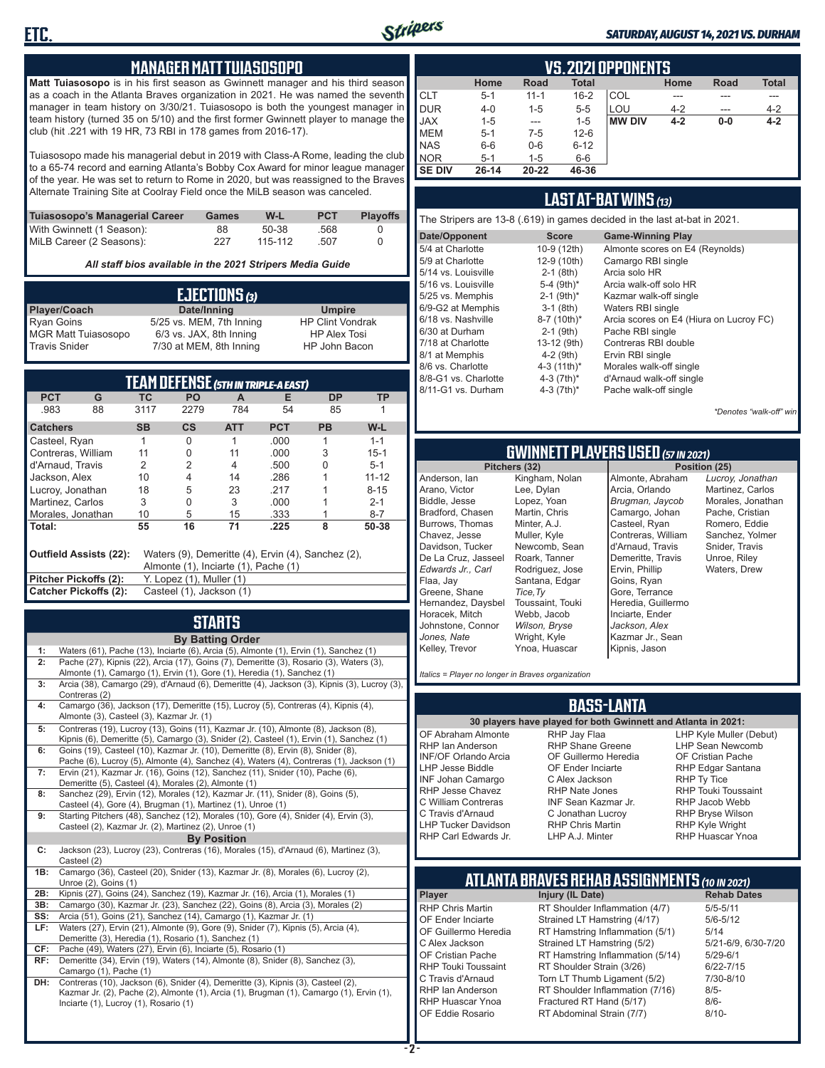## MANAGER MATT TUIASOSOPO

**Matt Tuiasosopo** is in his first season as Gwinnett manager and his third season as a coach in the Atlanta Braves organization in 2021. He was named the seventh manager in team history on 3/30/21. Tuiasosopo is both the youngest manager in team history (turned 35 on 5/10) and the first former Gwinnett player to manage the club (hit .221 with 19 HR, 73 RBI in 178 games from 2016-17).

Tuiasosopo made his managerial debut in 2019 with Class-A Rome, leading the club to a 65-74 record and earning Atlanta's Bobby Cox Award for minor league manager of the year. He was set to return to Rome in 2020, but was reassigned to the Braves Alternate Training Site at Coolray Field once the MiLB season was canceled.

| Tuiasosopo's Managerial Career | Games | W-L | PCT | Playoffs |
|---|---|---|---|---|
| With Gwinnett (1 Season): | 88 | 50-38 | .568 | 0 |
| MiLB Career (2 Seasons): | 227 | 115-112 | .507 | 0 |

*All staff bios available in the 2021 Stripers Media Guide*

## EJECTIONS (3)

| Player/Coach | Date/Inning | Umpire |
|---|---|---|
| Ryan Goins | 5/25 vs. MEM, 7th Inning | HP Clint Vondrak |
| MGR Matt Tuiasosopo | 6/3 vs. JAX, 8th Inning | HP Alex Tosi |
| Travis Snider | 7/30 at MEM, 8th Inning | HP John Bacon |

## TEAM DEFENSE (5TH IN TRIPLE-A EAST)

| PCT | G | TC | PO | A | E | DP | TP |
|---|---|---|---|---|---|---|---|
| .983 | 88 | 3117 | 2279 | 784 | 54 | 85 | 1 |

| Catchers | SB | CS | ATT | PCT | PB | W-L |
|---|---|---|---|---|---|---|
| Casteel, Ryan | 1 | 0 | 1 | .000 | 1 | 1-1 |
| Contreras, William | 11 | 0 | 11 | .000 | 3 | 15-1 |
| d'Arnaud, Travis | 2 | 2 | 4 | .500 | 0 | 5-1 |
| Jackson, Alex | 10 | 4 | 14 | .286 | 1 | 11-12 |
| Lucroy, Jonathan | 18 | 5 | 23 | .217 | 1 | 8-15 |
| Martinez, Carlos | 3 | 0 | 3 | .000 | 1 | 2-1 |
| Morales, Jonathan | 10 | 5 | 15 | .333 | 1 | 8-7 |
| **Total:** | **55** | **16** | **71** | **.225** | **8** | **50-38** |

| | |
|---|---|
| **Outfield Assists (22):** | Waters (9), Demeritte (4), Ervin (4), Sanchez (2), Almonte (1), Inciarte (1), Pache (1) |
| **Pitcher Pickoffs (2):** | Y. Lopez (1), Muller (1) |
| **Catcher Pickoffs (2):** | Casteel (1), Jackson (1) |

## STARTS

**By Batting Order**

| | |
|---|---|
| 1: | Waters (61), Pache (13), Inciarte (6), Arcia (5), Almonte (1), Ervin (1), Sanchez (1) |
| 2: | Pache (27), Kipnis (22), Arcia (17), Goins (7), Demeritte (3), Rosario (3), Waters (3), Almonte (1), Camargo (1), Ervin (1), Gore (1), Heredia (1), Sanchez (1) |
| 3: | Arcia (38), Camargo (29), d'Arnaud (6), Demeritte (4), Jackson (3), Kipnis (3), Lucroy (3), Contreras (2) |
| 4: | Camargo (36), Jackson (17), Demeritte (15), Lucroy (5), Contreras (4), Kipnis (4), Almonte (3), Casteel (3), Kazmar Jr. (1) |
| 5: | Contreras (19), Lucroy (13), Goins (11), Kazmar Jr. (10), Almonte (8), Jackson (8), Kipnis (6), Demeritte (5), Camargo (3), Snider (2), Casteel (1), Ervin (1), Sanchez (1) |
| 6: | Goins (19), Casteel (10), Kazmar Jr. (10), Demeritte (8), Ervin (8), Snider (8), Pache (6), Lucroy (5), Almonte (4), Sanchez (4), Waters (4), Contreras (1), Jackson (1) |
| 7: | Ervin (21), Kazmar Jr. (16), Goins (12), Sanchez (11), Snider (10), Pache (6), Demeritte (5), Casteel (4), Morales (2), Almonte (1) |
| 8: | Sanchez (29), Ervin (12), Morales (12), Kazmar Jr. (11), Snider (8), Goins (5), Casteel (4), Gore (4), Brugman (1), Martinez (1), Unroe (1) |
| 9: | Starting Pitchers (48), Sanchez (12), Morales (10), Gore (4), Snider (4), Ervin (3), Casteel (2), Kazmar Jr. (2), Martinez (2), Unroe (1) |

**By Position**

| | |
|---|---|
| C: | Jackson (23), Lucroy (23), Contreras (16), Morales (15), d'Arnaud (6), Martinez (3), Casteel (2) |
| 1B: | Camargo (36), Casteel (20), Snider (13), Kazmar Jr. (8), Morales (6), Lucroy (2), Unroe (2), Goins (1) |
| 2B: | Kipnis (27), Goins (24), Sanchez (19), Kazmar Jr. (16), Arcia (1), Morales (1) |
| 3B: | Camargo (30), Kazmar Jr. (23), Sanchez (22), Goins (8), Arcia (3), Morales (2) |
| SS: | Arcia (51), Goins (21), Sanchez (14), Camargo (1), Kazmar Jr. (1) |
| LF: | Waters (27), Ervin (21), Almonte (9), Gore (9), Snider (7), Kipnis (5), Arcia (4), Demeritte (3), Heredia (1), Rosario (1), Sanchez (1) |
| CF: | Pache (49), Waters (27), Ervin (6), Inciarte (5), Rosario (1) |
| RF: | Demeritte (34), Ervin (19), Waters (14), Almonte (8), Snider (8), Sanchez (3), Camargo (1), Pache (1) |
| DH: | Contreras (10), Jackson (6), Snider (4), Demeritte (3), Kipnis (3), Casteel (2), Kazmar Jr. (2), Pache (2), Almonte (1), Arcia (1), Brugman (1), Camargo (1), Ervin (1), Inciarte (1), Lucroy (1), Rosario (1) |

## VS. 2021 OPPONENTS

| | Home | Road | Total | | Home | Road | Total |
|---|---|---|---|---|---|---|---|
| CLT | 5-1 | 11-1 | 16-2 | COL | --- | --- | --- |
| DUR | 4-0 | 1-5 | 5-5 | LOU | 4-2 | --- | 4-2 |
| JAX | 1-5 | --- | 1-5 | **MW DIV** | **4-2** | **0-0** | **4-2** |
| MEM | 5-1 | 7-5 | 12-6 | | | | |
| NAS | 6-6 | 0-6 | 6-12 | | | | |
| NOR | 5-1 | 1-5 | 6-6 | | | | |
| **SE DIV** | **26-14** | **20-22** | **46-36** | | | | |

## LAST AT-BAT WINS (13)

The Stripers are 13-8 (.619) in games decided in the last at-bat in 2021.

| Date/Opponent | Score | Game-Winning Play |
|---|---|---|
| 5/4 at Charlotte | 10-9 (12th) | Almonte scores on E4 (Reynolds) |
| 5/9 at Charlotte | 12-9 (10th) | Camargo RBI single |
| 5/14 vs. Louisville | 2-1 (8th) | Arcia solo HR |
| 5/16 vs. Louisville | 5-4 (9th)* | Arcia walk-off solo HR |
| 5/25 vs. Memphis | 2-1 (9th)* | Kazmar walk-off single |
| 6/9-G2 at Memphis | 3-1 (8th) | Waters RBI single |
| 6/18 vs. Nashville | 8-7 (10th)* | Arcia scores on E4 (Hiura on Lucroy FC) |
| 6/30 at Durham | 2-1 (9th) | Pache RBI single |
| 7/18 at Charlotte | 13-12 (9th) | Contreras RBI double |
| 8/1 at Memphis | 4-2 (9th) | Ervin RBI single |
| 8/6 vs. Charlotte | 4-3 (11th)* | Morales walk-off single |
| 8/8-G1 vs. Charlotte | 4-3 (7th)* | d'Arnaud walk-off single |
| 8/11-G1 vs. Durham | 4-3 (7th)* | Pache walk-off single |

*\*Denotes "walk-off" win*

## GWINNETT PLAYERS USED (57 IN 2021)

**Pitchers (32)**

Anderson, Ian
Arano, Victor
Biddle, Jesse
Bradford, Chasen
Burrows, Thomas
Chavez, Jesse
Davidson, Tucker
De La Cruz, Jasseel
*Edwards Jr., Carl*
Flaa, Jay
Greene, Shane
Hernandez, Daysbel
Horacek, Mitch
Johnstone, Connor
*Jones, Nate*
Kelley, Trevor
Kingham, Nolan
Lee, Dylan
Lopez, Yoan
Martin, Chris
Minter, A.J.
Muller, Kyle
Newcomb, Sean
Roark, Tanner
Rodriguez, Jose
Santana, Edgar
*Tice, Ty*
Toussaint, Touki
Webb, Jacob
*Wilson, Bryse*
Wright, Kyle
Ynoa, Huascar

**Position (25)**

Almonte, Abraham
Arcia, Orlando
*Brugman, Jaycob*
Camargo, Johan
Casteel, Ryan
Contreras, William
d'Arnaud, Travis
Demeritte, Travis
Ervin, Phillip
Goins, Ryan
Gore, Terrance
Heredia, Guillermo
Inciarte, Ender
*Jackson, Alex*
Kazmar Jr., Sean
Kipnis, Jason
*Lucroy, Jonathan*
Martinez, Carlos
Morales, Jonathan
Pache, Cristian
Romero, Eddie
Sanchez, Yolmer
Snider, Travis
Unroe, Riley
Waters, Drew

*Italics = Player no longer in Braves organization*

## BASS-LANTA

**30 players have played for both Gwinnett and Atlanta in 2021:**

OF Abraham Almonte
RHP Ian Anderson
INF/OF Orlando Arcia
LHP Jesse Biddle
INF Johan Camargo
RHP Jesse Chavez
C William Contreras
C Travis d'Arnaud
LHP Tucker Davidson
RHP Carl Edwards Jr.
RHP Jay Flaa
RHP Shane Greene
OF Guillermo Heredia
OF Ender Inciarte
C Alex Jackson
RHP Nate Jones
INF Sean Kazmar Jr.
C Jonathan Lucroy
RHP Chris Martin
LHP A.J. Minter
LHP Kyle Muller (Debut)
LHP Sean Newcomb
OF Cristian Pache
RHP Edgar Santana
RHP Ty Tice
RHP Touki Toussaint
RHP Jacob Webb
RHP Bryse Wilson
RHP Kyle Wright
RHP Huascar Ynoa

## ATLANTA BRAVES REHAB ASSIGNMENTS (10 IN 2021)

| Player | Injury (IL Date) | Rehab Dates |
|---|---|---|
| RHP Chris Martin | RT Shoulder Inflammation (4/7) | 5/5-5/11 |
| OF Ender Inciarte | Strained LT Hamstring (4/17) | 5/6-5/12 |
| OF Guillermo Heredia | RT Hamstring Inflammation (5/1) | 5/14 |
| C Alex Jackson | Strained LT Hamstring (5/2) | 5/21-6/9, 6/30-7/20 |
| OF Cristian Pache | RT Hamstring Inflammation (5/14) | 5/29-6/1 |
| RHP Touki Toussaint | RT Shoulder Strain (3/26) | 6/22-7/15 |
| C Travis d'Arnaud | Torn LT Thumb Ligament (5/2) | 7/30-8/10 |
| RHP Ian Anderson | RT Shoulder Inflammation (7/16) | 8/5- |
| RHP Huascar Ynoa | Fractured RT Hand (5/17) | 8/6- |
| OF Eddie Rosario | RT Abdominal Strain (7/7) | 8/10- |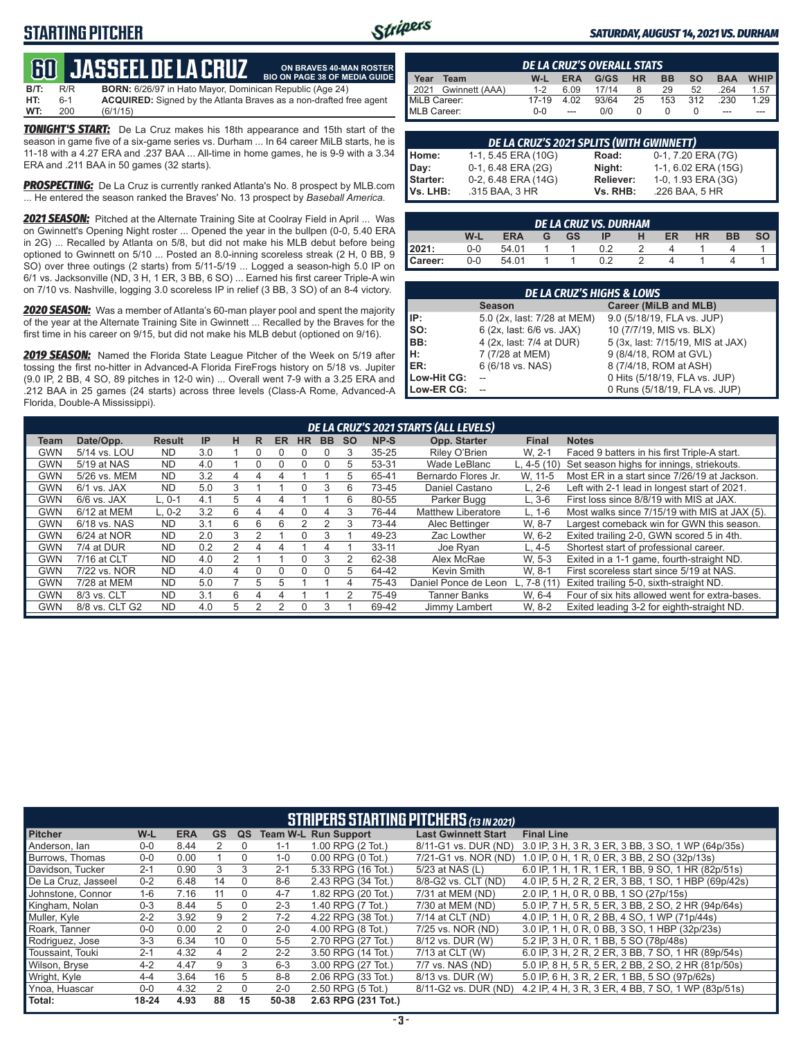## STARTING PITCHER

SATURDAY, AUGUST 14, 2021 VS. DURHAM

# 60 JASSEEL DE LA CRUZ

ON BRAVES 40-MAN ROSTER
BIO ON PAGE 38 OF MEDIA GUIDE

| | | | |
|---|---|---|---|
| B/T: | R/R | BORN: | 6/26/97 in Hato Mayor, Dominican Republic (Age 24) |
| HT: | 6-1 | ACQUIRED: | Signed by the Atlanta Braves as a non-drafted free agent |
| WT: | 200 | | (6/1/15) |

***TONIGHT'S START:*** De La Cruz makes his 18th appearance and 15th start of the season in game five of a six-game series vs. Durham ... In 64 career MiLB starts, he is 11-18 with a 4.27 ERA and .237 BAA ... All-time in home games, he is 9-9 with a 3.34 ERA and .211 BAA in 50 games (32 starts).

***PROSPECTING:*** De La Cruz is currently ranked Atlanta's No. 8 prospect by MLB.com ... He entered the season ranked the Braves' No. 13 prospect by *Baseball America*.

***2021 SEASON:*** Pitched at the Alternate Training Site at Coolray Field in April ... Was on Gwinnett's Opening Night roster ... Opened the year in the bullpen (0-0, 5.40 ERA in 2G) ... Recalled by Atlanta on 5/8, but did not make his MLB debut before being optioned to Gwinnett on 5/10 ... Posted an 8.0-inning scoreless streak (2 H, 0 BB, 9 SO) over three outings (2 starts) from 5/11-5/19 ... Logged a season-high 5.0 IP on 6/1 vs. Jacksonville (ND, 3 H, 1 ER, 3 BB, 6 SO) ... Earned his first career Triple-A win on 7/10 vs. Nashville, logging 3.0 scoreless IP in relief (3 BB, 3 SO) of an 8-4 victory.

***2020 SEASON:*** Was a member of Atlanta's 60-man player pool and spent the majority of the year at the Alternate Training Site in Gwinnett ... Recalled by the Braves for the first time in his career on 9/15, but did not make his MLB debut (optioned on 9/16).

***2019 SEASON:*** Named the Florida State League Pitcher of the Week on 5/19 after tossing the first no-hitter in Advanced-A Florida FireFrogs history on 5/18 vs. Jupiter (9.0 IP, 2 BB, 4 SO, 89 pitches in 12-0 win) ... Overall went 7-9 with a 3.25 ERA and .212 BAA in 25 games (24 starts) across three levels (Class-A Rome, Advanced-A Florida, Double-A Mississippi).

### DE LA CRUZ'S OVERALL STATS

| Year | Team | W-L | ERA | G/GS | HR | BB | SO | BAA | WHIP |
|---|---|---|---|---|---|---|---|---|---|
| 2021 | Gwinnett (AAA) | 1-2 | 6.09 | 17/14 | 8 | 29 | 52 | .264 | 1.57 |
| MiLB Career: | | 17-19 | 4.02 | 93/64 | 25 | 153 | 312 | .230 | 1.29 |
| MLB Career: | | 0-0 | --- | 0/0 | 0 | 0 | 0 | --- | --- |

### DE LA CRUZ'S 2021 SPLITS (WITH GWINNETT)

| | | | |
|---|---|---|---|
| Home: | 1-1, 5.45 ERA (10G) | Road: | 0-1, 7.20 ERA (7G) |
| Day: | 0-1, 6.48 ERA (2G) | Night: | 1-1, 6.02 ERA (15G) |
| Starter: | 0-2, 6.48 ERA (14G) | Reliever: | 1-0, 1.93 ERA (3G) |
| Vs. LHB: | .315 BAA, 3 HR | Vs. RHB: | .226 BAA, 5 HR |

### DE LA CRUZ VS. DURHAM

| | W-L | ERA | G | GS | IP | H | ER | HR | BB | SO |
|---|---|---|---|---|---|---|---|---|---|---|
| 2021: | 0-0 | 54.01 | 1 | 1 | 0.2 | 2 | 4 | 1 | 4 | 1 |
| Career: | 0-0 | 54.01 | 1 | 1 | 0.2 | 2 | 4 | 1 | 4 | 1 |

### DE LA CRUZ'S HIGHS & LOWS

| | Season | Career (MiLB and MLB) |
|---|---|---|
| IP: | 5.0 (2x, last: 7/28 at MEM) | 9.0 (5/18/19, FLA vs. JUP) |
| SO: | 6 (2x, last: 6/6 vs. JAX) | 10 (7/7/19, MIS vs. BLX) |
| BB: | 4 (2x, last: 7/4 at DUR) | 5 (3x, last: 7/15/19, MIS at JAX) |
| H: | 7 (7/28 at MEM) | 9 (8/4/18, ROM at GVL) |
| ER: | 6 (6/18 vs. NAS) | 8 (7/4/18, ROM at ASH) |
| Low-Hit CG: | -- | 0 Hits (5/18/19, FLA vs. JUP) |
| Low-ER CG: | -- | 0 Runs (5/18/19, FLA vs. JUP) |

### DE LA CRUZ'S 2021 STARTS (ALL LEVELS)

| Team | Date/Opp. | Result | IP | H | R | ER | HR | BB | SO | NP-S | Opp. Starter | Final | Notes |
|---|---|---|---|---|---|---|---|---|---|---|---|---|---|
| GWN | 5/14 vs. LOU | ND | 3.0 | 1 | 0 | 0 | 0 | 0 | 3 | 35-25 | Riley O'Brien | W, 2-1 | Faced 9 batters in his first Triple-A start. |
| GWN | 5/19 at NAS | ND | 4.0 | 1 | 0 | 0 | 0 | 0 | 5 | 53-31 | Wade LeBlanc | L, 4-5 (10) | Set season highs for innings, striekouts. |
| GWN | 5/26 vs. MEM | ND | 3.2 | 4 | 4 | 4 | 1 | 1 | 5 | 65-41 | Bernardo Flores Jr. | W, 11-5 | Most ER in a start since 7/26/19 at Jackson. |
| GWN | 6/1 vs. JAX | ND | 5.0 | 3 | 1 | 1 | 0 | 3 | 6 | 73-45 | Daniel Castano | L, 2-6 | Left with 2-1 lead in longest start of 2021. |
| GWN | 6/6 vs. JAX | L, 0-1 | 4.1 | 5 | 4 | 4 | 1 | 1 | 6 | 80-55 | Parker Bugg | L, 3-6 | First loss since 8/8/19 with MIS at JAX. |
| GWN | 6/12 at MEM | L, 0-2 | 3.2 | 6 | 4 | 4 | 0 | 4 | 3 | 76-44 | Matthew Liberatore | L, 1-6 | Most walks since 7/15/19 with MIS at JAX (5). |
| GWN | 6/18 vs. NAS | ND | 3.1 | 6 | 6 | 6 | 2 | 2 | 3 | 73-44 | Alec Bettinger | W, 8-7 | Largest comeback win for GWN this season. |
| GWN | 6/24 at NOR | ND | 2.0 | 3 | 2 | 1 | 0 | 3 | 1 | 49-23 | Zac Lowther | W, 6-2 | Exited trailing 2-0, GWN scored 5 in 4th. |
| GWN | 7/4 at DUR | ND | 0.2 | 2 | 4 | 4 | 1 | 4 | 1 | 33-11 | Joe Ryan | L, 4-5 | Shortest start of professional career. |
| GWN | 7/16 at CLT | ND | 4.0 | 2 | 1 | 1 | 0 | 3 | 2 | 62-38 | Alex McRae | W, 5-3 | Exited in a 1-1 game, fourth-straight ND. |
| GWN | 7/22 vs. NOR | ND | 4.0 | 4 | 0 | 0 | 0 | 0 | 5 | 64-42 | Kevin Smith | W, 8-1 | First scoreless start since 5/19 at NAS. |
| GWN | 7/28 at MEM | ND | 5.0 | 7 | 5 | 5 | 1 | 1 | 4 | 75-43 | Daniel Ponce de Leon | L, 7-8 (11) | Exited trailing 5-0, sixth-straight ND. |
| GWN | 8/3 vs. CLT | ND | 3.1 | 6 | 4 | 4 | 1 | 1 | 2 | 75-49 | Tanner Banks | W, 6-4 | Four of six hits allowed went for extra-bases. |
| GWN | 8/8 vs. CLT G2 | ND | 4.0 | 5 | 2 | 2 | 0 | 3 | 1 | 69-42 | Jimmy Lambert | W, 8-2 | Exited leading 3-2 for eighth-straight ND. |

### STRIPERS STARTING PITCHERS (13 IN 2021)

| Pitcher | W-L | ERA | GS | QS | Team W-L | Run Support | Last Gwinnett Start | Final Line |
|---|---|---|---|---|---|---|---|---|
| Anderson, Ian | 0-0 | 8.44 | 2 | 0 | 1-1 | 1.00 RPG (2 Tot.) | 8/11-G1 vs. DUR (ND) | 3.0 IP, 3 H, 3 R, 3 ER, 3 BB, 3 SO, 1 WP (64p/35s) |
| Burrows, Thomas | 0-0 | 0.00 | 1 | 0 | 1-0 | 0.00 RPG (0 Tot.) | 7/21-G1 vs. NOR (ND) | 1.0 IP, 0 H, 1 R, 0 ER, 3 BB, 2 SO (32p/13s) |
| Davidson, Tucker | 2-1 | 0.90 | 3 | 3 | 2-1 | 5.33 RPG (16 Tot.) | 5/23 at NAS (L) | 6.0 IP, 1 H, 1 R, 1 ER, 1 BB, 9 SO, 1 HR (82p/51s) |
| De La Cruz, Jasseel | 0-2 | 6.48 | 14 | 0 | 8-6 | 2.43 RPG (34 Tot.) | 8/8-G2 vs. CLT (ND) | 4.0 IP, 5 H, 2 R, 2 ER, 3 BB, 1 SO, 1 HBP (69p/42s) |
| Johnstone, Connor | 1-6 | 7.16 | 11 | 0 | 4-7 | 1.82 RPG (20 Tot.) | 7/31 at MEM (ND) | 2.0 IP, 1 H, 0 R, 0 BB, 1 SO (27p/15s) |
| Kingham, Nolan | 0-3 | 8.44 | 5 | 0 | 2-3 | 1.40 RPG (7 Tot.) | 7/30 at MEM (ND) | 5.0 IP, 7 H, 5 R, 5 ER, 3 BB, 2 SO, 2 HR (94p/64s) |
| Muller, Kyle | 2-2 | 3.92 | 9 | 2 | 7-2 | 4.22 RPG (38 Tot.) | 7/14 at CLT (ND) | 4.0 IP, 1 H, 0 R, 2 BB, 4 SO, 1 WP (71p/44s) |
| Roark, Tanner | 0-0 | 0.00 | 2 | 0 | 2-0 | 4.00 RPG (8 Tot.) | 7/25 vs. NOR (ND) | 3.0 IP, 1 H, 0 R, 0 BB, 3 SO, 1 HBP (32p/23s) |
| Rodriguez, Jose | 3-3 | 6.34 | 10 | 0 | 5-5 | 2.70 RPG (27 Tot.) | 8/12 vs. DUR (W) | 5.2 IP, 3 H, 0 R, 1 BB, 5 SO (78p/48s) |
| Toussaint, Touki | 2-1 | 4.32 | 4 | 2 | 2-2 | 3.50 RPG (14 Tot.) | 7/13 at CLT (W) | 6.0 IP, 3 H, 2 R, 2 ER, 3 BB, 7 SO, 1 HR (89p/54s) |
| Wilson, Bryse | 4-2 | 4.47 | 9 | 3 | 6-3 | 3.00 RPG (27 Tot.) | 7/7 vs. NAS (ND) | 5.0 IP, 8 H, 5 R, 5 ER, 2 BB, 2 SO, 2 HR (81p/50s) |
| Wright, Kyle | 4-4 | 3.64 | 16 | 5 | 8-8 | 2.06 RPG (33 Tot.) | 8/13 vs. DUR (W) | 5.0 IP, 6 H, 3 R, 2 ER, 1 BB, 5 SO (97p/62s) |
| Ynoa, Huascar | 0-0 | 4.32 | 2 | 0 | 2-0 | 2.50 RPG (5 Tot.) | 8/11-G2 vs. DUR (ND) | 4.2 IP, 4 H, 3 R, 3 ER, 4 BB, 7 SO, 1 WP (83p/51s) |
| Total: | 18-24 | 4.93 | 88 | 15 | 50-38 | 2.63 RPG (231 Tot.) | | |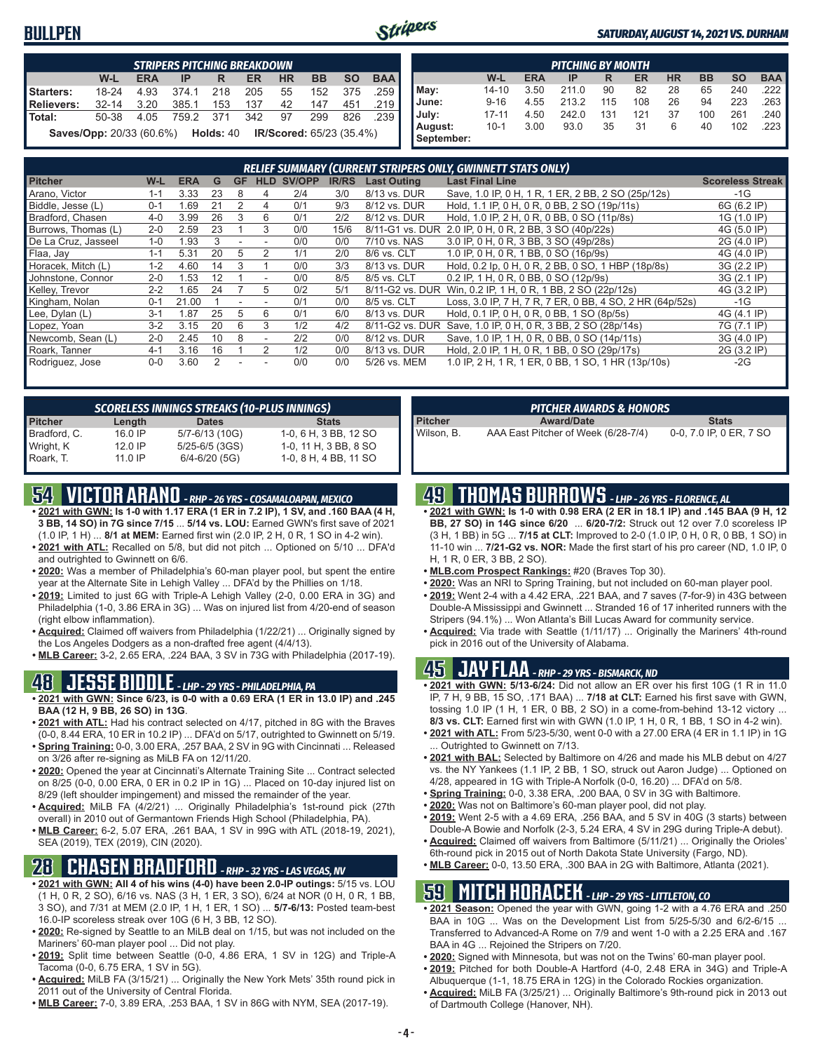# BULLPEN

*SATURDAY, AUGUST 14, 2021 VS. DURHAM*

| STRIPERS PITCHING BREAKDOWN | W-L | ERA | IP | R | ER | HR | BB | SO | BAA |
|---|---|---|---|---|---|---|---|---|---|
| Starters: | 18-24 | 4.93 | 374.1 | 218 | 205 | 55 | 152 | 375 | .259 |
| Relievers: | 32-14 | 3.20 | 385.1 | 153 | 137 | 42 | 147 | 451 | .219 |
| Total: | 50-38 | 4.05 | 759.2 | 371 | 342 | 97 | 299 | 826 | .239 |

**Saves/Opp:** 20/33 (60.6%) **Holds:** 40 **IR/Scored:** 65/23 (35.4%)

| PITCHING BY MONTH | W-L | ERA | IP | R | ER | HR | BB | SO | BAA |
|---|---|---|---|---|---|---|---|---|---|
| May: | 14-10 | 3.50 | 211.0 | 90 | 82 | 28 | 65 | 240 | .222 |
| June: | 9-16 | 4.55 | 213.2 | 115 | 108 | 26 | 94 | 223 | .263 |
| July: | 17-11 | 4.50 | 242.0 | 131 | 121 | 37 | 100 | 261 | .240 |
| August: | 10-1 | 3.00 | 93.0 | 35 | 31 | 6 | 40 | 102 | .223 |
| September: | | | | | | | | | |

## RELIEF SUMMARY (CURRENT STRIPERS ONLY, GWINNETT STATS ONLY)

| Pitcher | W-L | ERA | G | GF | HLD | SV/OPP | IR/RS | Last Outing | Last Final Line | Scoreless Streak |
|---|---|---|---|---|---|---|---|---|---|---|
| Arano, Victor | 1-1 | 3.33 | 23 | 8 | 4 | 2/4 | 3/0 | 8/13 vs. DUR | Save, 1.0 IP, 0 H, 1 R, 1 ER, 2 BB, 2 SO (25p/12s) | -1G |
| Biddle, Jesse (L) | 0-1 | 1.69 | 21 | 2 | 4 | 0/1 | 9/3 | 8/12 vs. DUR | Hold, 1.1 IP, 0 H, 0 R, 0 BB, 2 SO (19p/11s) | 6G (6.2 IP) |
| Bradford, Chasen | 4-0 | 3.99 | 26 | 3 | 6 | 0/1 | 2/2 | 8/12 vs. DUR | Hold, 1.0 IP, 2 H, 0 R, 0 BB, 0 SO (11p/8s) | 1G (1.0 IP) |
| Burrows, Thomas (L) | 2-0 | 2.59 | 23 | 1 | 3 | 0/0 | 15/6 | 8/11-G1 vs. DUR | 2.0 IP, 0 H, 0 R, 2 BB, 3 SO (40p/22s) | 4G (5.0 IP) |
| De La Cruz, Jasseel | 1-0 | 1.93 | 3 | - | - | 0/0 | 0/0 | 7/10 vs. NAS | 3.0 IP, 0 H, 0 R, 3 BB, 3 SO (49p/28s) | 2G (4.0 IP) |
| Flaa, Jay | 1-1 | 5.31 | 20 | 5 | 2 | 1/1 | 2/0 | 8/6 vs. CLT | 1.0 IP, 0 H, 0 R, 1 BB, 0 SO (16p/9s) | 4G (4.0 IP) |
| Horacek, Mitch (L) | 1-2 | 4.60 | 14 | 3 | 1 | 0/0 | 3/3 | 8/13 vs. DUR | Hold, 0.2 Ip, 0 H, 0 R, 2 BB, 0 SO, 1 HBP (18p/8s) | 3G (2.2 IP) |
| Johnstone, Connor | 2-0 | 1.53 | 12 | 1 | - | 0/0 | 8/5 | 8/5 vs. CLT | 0.2 IP, 1 H, 0 R, 0 BB, 0 SO (12p/9s) | 3G (2.1 IP) |
| Kelley, Trevor | 2-2 | 1.65 | 24 | 7 | 5 | 0/2 | 5/1 | 8/11-G2 vs. DUR | Win, 0.2 IP, 1 H, 0 R, 1 BB, 2 SO (22p/12s) | 4G (3.2 IP) |
| Kingham, Nolan | 0-1 | 21.00 | 1 | - | - | 0/1 | 0/0 | 8/5 vs. CLT | Loss, 3.0 IP, 7 H, 7 R, 7 ER, 0 BB, 4 SO, 2 HR (64p/52s) | -1G |
| Lee, Dylan (L) | 3-1 | 1.87 | 25 | 5 | 6 | 0/1 | 6/0 | 8/13 vs. DUR | Hold, 0.1 IP, 0 H, 0 R, 0 BB, 1 SO (8p/5s) | 4G (4.1 IP) |
| Lopez, Yoan | 3-2 | 3.15 | 20 | 6 | 3 | 1/2 | 4/2 | 8/11-G2 vs. DUR | Save, 1.0 IP, 0 H, 0 R, 3 BB, 2 SO (28p/14s) | 7G (7.1 IP) |
| Newcomb, Sean (L) | 2-0 | 2.45 | 10 | 8 | - | 2/2 | 0/0 | 8/12 vs. DUR | Save, 1.0 IP, 1 H, 0 R, 0 BB, 0 SO (14p/11s) | 3G (4.0 IP) |
| Roark, Tanner | 4-1 | 3.16 | 16 | 1 | 2 | 1/2 | 0/0 | 8/13 vs. DUR | Hold, 2.0 IP, 1 H, 0 R, 1 BB, 0 SO (29p/17s) | 2G (3.2 IP) |
| Rodriguez, Jose | 0-0 | 3.60 | 2 | - | - | 0/0 | 0/0 | 5/26 vs. MEM | 1.0 IP, 2 H, 1 R, 1 ER, 0 BB, 1 SO, 1 HR (13p/10s) | -2G |

## SCORELESS INNINGS STREAKS (10-PLUS INNINGS)

| Pitcher | Length | Dates | Stats |
|---|---|---|---|
| Bradford, C. | 16.0 IP | 5/7-6/13 (10G) | 1-0, 6 H, 3 BB, 12 SO |
| Wright, K | 12.0 IP | 5/25-6/5 (3GS) | 1-0, 11 H, 3 BB, 8 SO |
| Roark, T. | 11.0 IP | 6/4-6/20 (5G) | 1-0, 8 H, 4 BB, 11 SO |

## PITCHER AWARDS & HONORS

| Pitcher | Award/Date | Stats |
|---|---|---|
| Wilson, B. | AAA East Pitcher of Week (6/28-7/4) | 0-0, 7.0 IP, 0 ER, 7 SO |

## 54 VICTOR ARANO - RHP - 26 YRS - COSAMALOAPAN, MEXICO

- **2021 with GWN: Is 1-0 with 1.17 ERA (1 ER in 7.2 IP), 1 SV, and .160 BAA (4 H, 3 BB, 14 SO) in 7G since 7/15** ... **5/14 vs. LOU:** Earned GWN's first save of 2021 (1.0 IP, 1 H) ... **8/1 at MEM:** Earned first win (2.0 IP, 2 H, 0 R, 1 SO in 4-2 win).
- **2021 with ATL:** Recalled on 5/8, but did not pitch ... Optioned on 5/10 ... DFA'd and outrighted to Gwinnett on 6/6.
- **2020:** Was a member of Philadelphia's 60-man player pool, but spent the entire year at the Alternate Site in Lehigh Valley ... DFA'd by the Phillies on 1/18.
- **2019:** Limited to just 6G with Triple-A Lehigh Valley (2-0, 0.00 ERA in 3G) and Philadelphia (1-0, 3.86 ERA in 3G) ... Was on injured list from 4/20-end of season (right elbow inflammation).
- **Acquired:** Claimed off waivers from Philadelphia (1/22/21) ... Originally signed by the Los Angeles Dodgers as a non-drafted free agent (4/4/13).
- **MLB Career:** 3-2, 2.65 ERA, .224 BAA, 3 SV in 73G with Philadelphia (2017-19).

## 48 JESSE BIDDLE - LHP - 29 YRS - PHILADELPHIA, PA

- **2021 with GWN: Since 6/23, is 0-0 with a 0.69 ERA (1 ER in 13.0 IP) and .245 BAA (12 H, 9 BB, 26 SO) in 13G**.
- **2021 with ATL:** Had his contract selected on 4/17, pitched in 8G with the Braves (0-0, 8.44 ERA, 10 ER in 10.2 IP) ... DFA'd on 5/17, outrighted to Gwinnett on 5/19.
- **Spring Training:** 0-0, 3.00 ERA, .257 BAA, 2 SV in 9G with Cincinnati ... Released on 3/26 after re-signing as MiLB FA on 12/11/20.
- **2020:** Opened the year at Cincinnati's Alternate Training Site ... Contract selected on 8/25 (0-0, 0.00 ERA, 0 ER in 0.2 IP in 1G) ... Placed on 10-day injured list on 8/29 (left shoulder impingement) and missed the remainder of the year.
- **Acquired:** MiLB FA (4/2/21) ... Originally Philadelphia's 1st-round pick (27th overall) in 2010 out of Germantown Friends High School (Philadelphia, PA).
- **MLB Career:** 6-2, 5.07 ERA, .261 BAA, 1 SV in 99G with ATL (2018-19, 2021), SEA (2019), TEX (2019), CIN (2020).

## 28 CHASEN BRADFORD - RHP - 32 YRS - LAS VEGAS, NV

- **2021 with GWN: All 4 of his wins (4-0) have been 2.0-IP outings:** 5/15 vs. LOU (1 H, 0 R, 2 SO), 6/16 vs. NAS (3 H, 1 ER, 3 SO), 6/24 at NOR (0 H, 0 R, 1 BB, 3 SO), and 7/31 at MEM (2.0 IP, 1 H, 1 ER, 1 SO) ... **5/7-6/13:** Posted team-best 16.0-IP scoreless streak over 10G (6 H, 3 BB, 12 SO).
- **2020:** Re-signed by Seattle to an MiLB deal on 1/15, but was not included on the Mariners' 60-man player pool ... Did not play.
- **2019:** Split time between Seattle (0-0, 4.86 ERA, 1 SV in 12G) and Triple-A Tacoma (0-0, 6.75 ERA, 1 SV in 5G).
- **Acquired:** MiLB FA (3/15/21) ... Originally the New York Mets' 35th round pick in 2011 out of the University of Central Florida.
- **MLB Career:** 7-0, 3.89 ERA, .253 BAA, 1 SV in 86G with NYM, SEA (2017-19).

## 49 THOMAS BURROWS - LHP - 26 YRS - FLORENCE, AL

- **2021 with GWN: Is 1-0 with 0.98 ERA (2 ER in 18.1 IP) and .145 BAA (9 H, 12 BB, 27 SO) in 14G since 6/20** ... **6/20-7/2:** Struck out 12 over 7.0 scoreless IP (3 H, 1 BB) in 5G ... **7/15 at CLT:** Improved to 2-0 (1.0 IP, 0 H, 0 R, 0 BB, 1 SO) in 11-10 win ... **7/21-G2 vs. NOR:** Made the first start of his pro career (ND, 1.0 IP, 0 H, 1 R, 0 ER, 3 BB, 2 SO).
- **MLB.com Prospect Rankings:** #20 (Braves Top 30).
- **2020:** Was an NRI to Spring Training, but not included on 60-man player pool.
- **2019:** Went 2-4 with a 4.42 ERA, .221 BAA, and 7 saves (7-for-9) in 43G between Double-A Mississippi and Gwinnett ... Stranded 16 of 17 inherited runners with the Stripers (94.1%) ... Won Atlanta's Bill Lucas Award for community service.
- **Acquired:** Via trade with Seattle (1/11/17) ... Originally the Mariners' 4th-round pick in 2016 out of the University of Alabama.

## 45 JAY FLAA - RHP - 29 YRS - BISMARCK, ND

- **2021 with GWN: 5/13-6/24:** Did not allow an ER over his first 10G (1 R in 11.0 IP, 7 H, 9 BB, 15 SO, .171 BAA) ... **7/18 at CLT:** Earned his first save with GWN, tossing 1.0 IP (1 H, 1 ER, 0 BB, 2 SO) in a come-from-behind 13-12 victory ... **8/3 vs. CLT:** Earned first win with GWN (1.0 IP, 1 H, 0 R, 1 BB, 1 SO in 4-2 win).
- **2021 with ATL:** From 5/23-5/30, went 0-0 with a 27.00 ERA (4 ER in 1.1 IP) in 1G ... Outrighted to Gwinnett on 7/13.
- **2021 with BAL:** Selected by Baltimore on 4/26 and made his MLB debut on 4/27 vs. the NY Yankees (1.1 IP, 2 BB, 1 SO, struck out Aaron Judge) ... Optioned on 4/28, appeared in 1G with Triple-A Norfolk (0-0, 16.20) ... DFA'd on 5/8.
- **Spring Training:** 0-0, 3.38 ERA, .200 BAA, 0 SV in 3G with Baltimore.
- **2020:** Was not on Baltimore's 60-man player pool, did not play.
- **2019:** Went 2-5 with a 4.69 ERA, .256 BAA, and 5 SV in 40G (3 starts) between Double-A Bowie and Norfolk (2-3, 5.24 ERA, 4 SV in 29G during Triple-A debut).
- **Acquired:** Claimed off waivers from Baltimore (5/11/21) ... Originally the Orioles' 6th-round pick in 2015 out of North Dakota State University (Fargo, ND).
- **MLB Career:** 0-0, 13.50 ERA, .300 BAA in 2G with Baltimore, Atlanta (2021).

## 59 MITCH HORACEK - LHP - 29 YRS - LITTLETON, CO

- **2021 Season:** Opened the year with GWN, going 1-2 with a 4.76 ERA and .250 BAA in 10G ... Was on the Development List from 5/25-5/30 and 6/2-6/15 ... Transferred to Advanced-A Rome on 7/9 and went 1-0 with a 2.25 ERA and .167 BAA in 4G ... Rejoined the Stripers on 7/20.
- **2020:** Signed with Minnesota, but was not on the Twins' 60-man player pool.
- **2019:** Pitched for both Double-A Hartford (4-0, 2.48 ERA in 34G) and Triple-A Albuquerque (1-1, 18.75 ERA in 12G) in the Colorado Rockies organization.
- **Acquired:** MiLB FA (3/25/21) ... Originally Baltimore's 9th-round pick in 2013 out of Dartmouth College (Hanover, NH).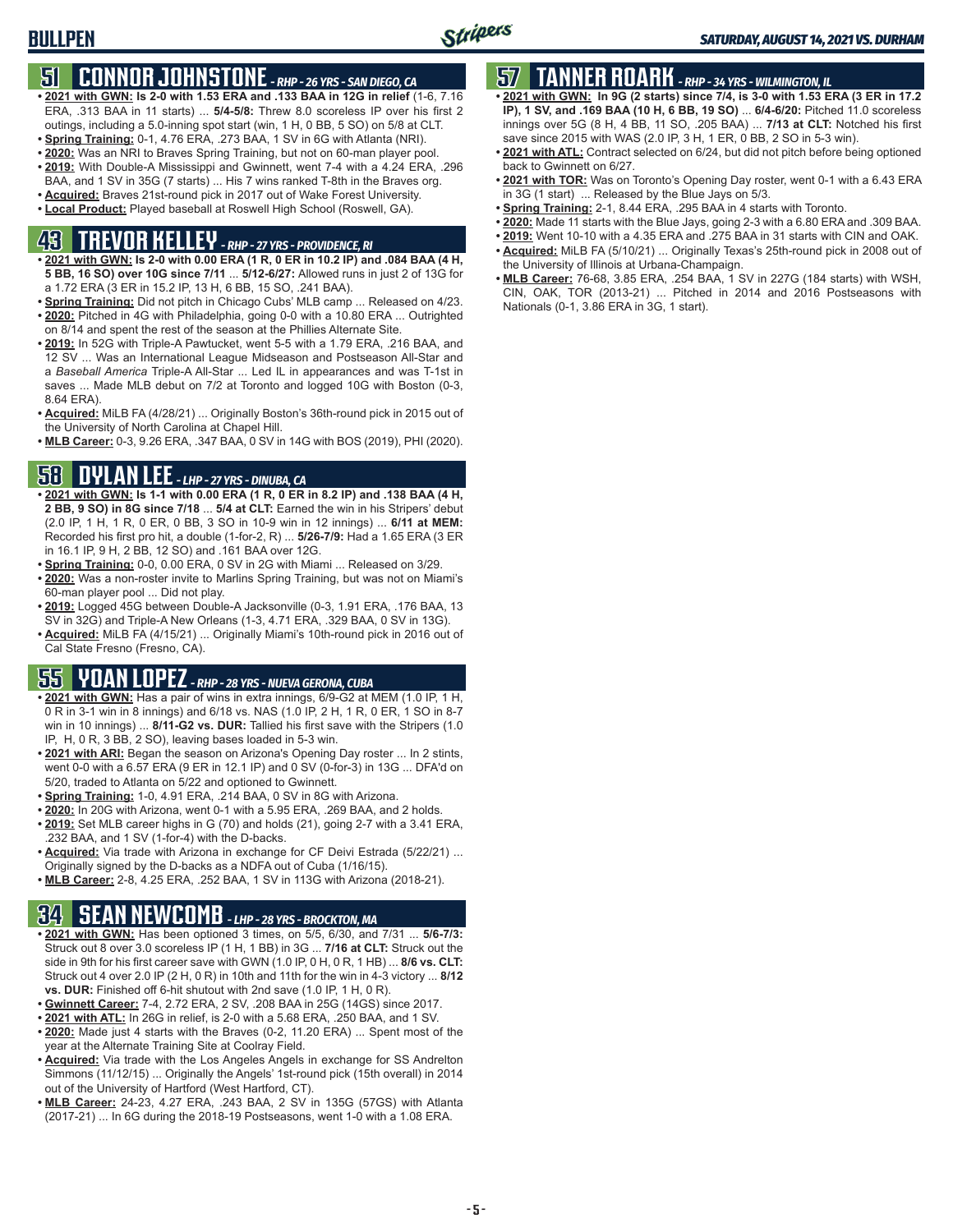# BULLPEN

*SATURDAY, AUGUST 14, 2021 VS. DURHAM*

## 51 CONNOR JOHNSTONE - *RHP - 26 YRS - SAN DIEGO, CA*

- **2021 with GWN: Is 2-0 with 1.53 ERA and .133 BAA in 12G in relief** (1-6, 7.16 ERA, .313 BAA in 11 starts) ... **5/4-5/8:** Threw 8.0 scoreless IP over his first 2 outings, including a 5.0-inning spot start (win, 1 H, 0 BB, 5 SO) on 5/8 at CLT.
- **Spring Training:** 0-1, 4.76 ERA, .273 BAA, 1 SV in 6G with Atlanta (NRI).
- **2020:** Was an NRI to Braves Spring Training, but not on 60-man player pool.
- **2019:** With Double-A Mississippi and Gwinnett, went 7-4 with a 4.24 ERA, .296 BAA, and 1 SV in 35G (7 starts) ... His 7 wins ranked T-8th in the Braves org.
- **Acquired:** Braves 21st-round pick in 2017 out of Wake Forest University.
- **Local Product:** Played baseball at Roswell High School (Roswell, GA).

## 43 TREVOR KELLEY - *RHP - 27 YRS - PROVIDENCE, RI*

- **2021 with GWN: Is 2-0 with 0.00 ERA (1 R, 0 ER in 10.2 IP) and .084 BAA (4 H, 5 BB, 16 SO) over 10G since 7/11** ... **5/12-6/27:** Allowed runs in just 2 of 13G for a 1.72 ERA (3 ER in 15.2 IP, 13 H, 6 BB, 15 SO, .241 BAA).
- **Spring Training:** Did not pitch in Chicago Cubs' MLB camp ... Released on 4/23.
- **2020:** Pitched in 4G with Philadelphia, going 0-0 with a 10.80 ERA ... Outrighted on 8/14 and spent the rest of the season at the Phillies Alternate Site.
- **2019:** In 52G with Triple-A Pawtucket, went 5-5 with a 1.79 ERA, .216 BAA, and 12 SV ... Was an International League Midseason and Postseason All-Star and a *Baseball America* Triple-A All-Star ... Led IL in appearances and was T-1st in saves ... Made MLB debut on 7/2 at Toronto and logged 10G with Boston (0-3, 8.64 ERA).
- **Acquired:** MiLB FA (4/28/21) ... Originally Boston's 36th-round pick in 2015 out of the University of North Carolina at Chapel Hill.
- **MLB Career:** 0-3, 9.26 ERA, .347 BAA, 0 SV in 14G with BOS (2019), PHI (2020).

## 58 DYLAN LEE - *LHP - 27 YRS - DINUBA, CA*

- **2021 with GWN: Is 1-1 with 0.00 ERA (1 R, 0 ER in 8.2 IP) and .138 BAA (4 H, 2 BB, 9 SO) in 8G since 7/18** ... **5/4 at CLT:** Earned the win in his Stripers' debut (2.0 IP, 1 H, 1 R, 0 ER, 0 BB, 3 SO in 10-9 win in 12 innings) ... **6/11 at MEM:** Recorded his first pro hit, a double (1-for-2, R) ... **5/26-7/9:** Had a 1.65 ERA (3 ER in 16.1 IP, 9 H, 2 BB, 12 SO) and .161 BAA over 12G.
- **Spring Training:** 0-0, 0.00 ERA, 0 SV in 2G with Miami ... Released on 3/29.
- **2020:** Was a non-roster invite to Marlins Spring Training, but was not on Miami's 60-man player pool ... Did not play.
- **2019:** Logged 45G between Double-A Jacksonville (0-3, 1.91 ERA, .176 BAA, 13 SV in 32G) and Triple-A New Orleans (1-3, 4.71 ERA, .329 BAA, 0 SV in 13G).
- **Acquired:** MiLB FA (4/15/21) ... Originally Miami's 10th-round pick in 2016 out of Cal State Fresno (Fresno, CA).

## 55 YOAN LOPEZ - *RHP - 28 YRS - NUEVA GERONA, CUBA*

- **2021 with GWN:** Has a pair of wins in extra innings, 6/9-G2 at MEM (1.0 IP, 1 H, 0 R in 3-1 win in 8 innings) and 6/18 vs. NAS (1.0 IP, 2 H, 1 R, 0 ER, 1 SO in 8-7 win in 10 innings) ... **8/11-G2 vs. DUR:** Tallied his first save with the Stripers (1.0 IP, H, 0 R, 3 BB, 2 SO), leaving bases loaded in 5-3 win.
- **2021 with ARI:** Began the season on Arizona's Opening Day roster ... In 2 stints, went 0-0 with a 6.57 ERA (9 ER in 12.1 IP) and 0 SV (0-for-3) in 13G ... DFA'd on 5/20, traded to Atlanta on 5/22 and optioned to Gwinnett.
- **Spring Training:** 1-0, 4.91 ERA, .214 BAA, 0 SV in 8G with Arizona.
- **2020:** In 20G with Arizona, went 0-1 with a 5.95 ERA, .269 BAA, and 2 holds.
- **2019:** Set MLB career highs in G (70) and holds (21), going 2-7 with a 3.41 ERA, .232 BAA, and 1 SV (1-for-4) with the D-backs.
- **Acquired:** Via trade with Arizona in exchange for CF Deivi Estrada (5/22/21) ... Originally signed by the D-backs as a NDFA out of Cuba (1/16/15).
- **MLB Career:** 2-8, 4.25 ERA, .252 BAA, 1 SV in 113G with Arizona (2018-21).

## 34 SEAN NEWCOMB - *LHP - 28 YRS - BROCKTON, MA*

- **2021 with GWN:** Has been optioned 3 times, on 5/5, 6/30, and 7/31 ... **5/6-7/3:** Struck out 8 over 3.0 scoreless IP (1 H, 1 BB) in 3G ... **7/16 at CLT:** Struck out the side in 9th for his first career save with GWN (1.0 IP, 0 H, 0 R, 1 HB) ... **8/6 vs. CLT:** Struck out 4 over 2.0 IP (2 H, 0 R) in 10th and 11th for the win in 4-3 victory ... **8/12 vs. DUR:** Finished off 6-hit shutout with 2nd save (1.0 IP, 1 H, 0 R).
- **Gwinnett Career:** 7-4, 2.72 ERA, 2 SV, .208 BAA in 25G (14GS) since 2017.
- **2021 with ATL:** In 26G in relief, is 2-0 with a 5.68 ERA, .250 BAA, and 1 SV.
- **2020:** Made just 4 starts with the Braves (0-2, 11.20 ERA) ... Spent most of the year at the Alternate Training Site at Coolray Field.
- **Acquired:** Via trade with the Los Angeles Angels in exchange for SS Andrelton Simmons (11/12/15) ... Originally the Angels' 1st-round pick (15th overall) in 2014 out of the University of Hartford (West Hartford, CT).
- **MLB Career:** 24-23, 4.27 ERA, .243 BAA, 2 SV in 135G (57GS) with Atlanta (2017-21) ... In 6G during the 2018-19 Postseasons, went 1-0 with a 1.08 ERA.

## 57 TANNER ROARK - *RHP - 34 YRS - WILMINGTON, IL*

- **2021 with GWN: In 9G (2 starts) since 7/4, is 3-0 with 1.53 ERA (3 ER in 17.2 IP), 1 SV, and .169 BAA (10 H, 6 BB, 19 SO)** ... **6/4-6/20:** Pitched 11.0 scoreless innings over 5G (8 H, 4 BB, 11 SO, .205 BAA) ... **7/13 at CLT:** Notched his first save since 2015 with WAS (2.0 IP, 3 H, 1 ER, 0 BB, 2 SO in 5-3 win).
- **2021 with ATL:** Contract selected on 6/24, but did not pitch before being optioned back to Gwinnett on 6/27.
- **2021 with TOR:** Was on Toronto's Opening Day roster, went 0-1 with a 6.43 ERA in 3G (1 start) ... Released by the Blue Jays on 5/3.
- **Spring Training:** 2-1, 8.44 ERA, .295 BAA in 4 starts with Toronto.
- **2020:** Made 11 starts with the Blue Jays, going 2-3 with a 6.80 ERA and .309 BAA.
- **2019:** Went 10-10 with a 4.35 ERA and .275 BAA in 31 starts with CIN and OAK.
- **Acquired:** MiLB FA (5/10/21) ... Originally Texas's 25th-round pick in 2008 out of the University of Illinois at Urbana-Champaign.
- **MLB Career:** 76-68, 3.85 ERA, .254 BAA, 1 SV in 227G (184 starts) with WSH, CIN, OAK, TOR (2013-21) ... Pitched in 2014 and 2016 Postseasons with Nationals (0-1, 3.86 ERA in 3G, 1 start).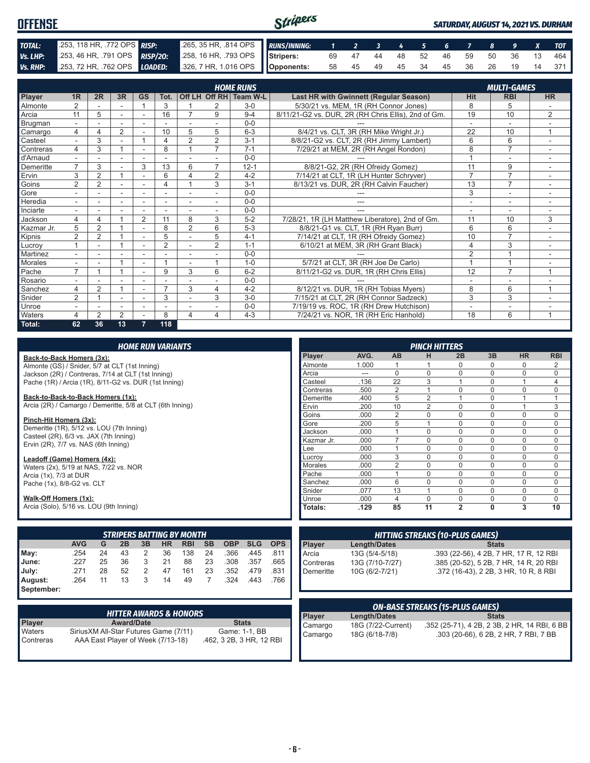# OFFENSE

*SATURDAY, AUGUST 14, 2021 VS. DURHAM*

| | | | |
|---|---|---|---|
| **TOTAL:** | .253, 118 HR, .772 OPS | **RISP:** | .265, 35 HR, .814 OPS |
| **Vs. LHP:** | .253, 46 HR, .791 OPS | **RISP/2O:** | .258, 16 HR, .793 OPS |
| **Vs. RHP:** | .253, 72 HR, .762 OPS | **LOADED:** | .326, 7 HR, 1.016 OPS |

| RUNS/INNING: | 1 | 2 | 3 | 4 | 5 | 6 | 7 | 8 | 9 | X | TOT |
|---|---|---|---|---|---|---|---|---|---|---|---|
| Stripers: | 69 | 47 | 44 | 48 | 52 | 46 | 59 | 50 | 36 | 13 | 464 |
| Opponents: | 58 | 45 | 49 | 45 | 34 | 45 | 36 | 26 | 19 | 14 | 371 |

## HOME RUNS / MULTI-GAMES

| Player | 1R | 2R | 3R | GS | Tot. | Off LH | Off RH | Team W-L | Last HR with Gwinnett (Regular Season) | Hit | RBI | HR |
|---|---|---|---|---|---|---|---|---|---|---|---|---|
| Almonte | 2 | - | - | 1 | 3 | 1 | 2 | 3-0 | 5/30/21 vs. MEM, 1R (RH Connor Jones) | 8 | 5 | - |
| Arcia | 11 | 5 | - | - | 16 | 7 | 9 | 9-4 | 8/11/21-G2 vs. DUR, 2R (RH Chris Ellis), 2nd of Gm. | 19 | 10 | 2 |
| Brugman | - | - | - | - | - | - | - | 0-0 | --- | - | - | - |
| Camargo | 4 | 4 | 2 | - | 10 | 5 | 5 | 6-3 | 8/4/21 vs. CLT, 3R (RH Mike Wright Jr.) | 22 | 10 | 1 |
| Casteel | - | 3 | - | 1 | 4 | 2 | 2 | 3-1 | 8/8/21-G2 vs. CLT, 2R (RH Jimmy Lambert) | 6 | 6 | - |
| Contreras | 4 | 3 | 1 | - | 8 | 1 | 7 | 7-1 | 7/29/21 at MEM, 2R (RH Angel Rondon) | 8 | 7 | - |
| d'Arnaud | - | - | - | - | - | - | - | 0-0 | --- | 1 | - | - |
| Demeritte | 7 | 3 | - | 3 | 13 | 6 | 7 | 12-1 | 8/8/21-G2, 2R (RH Ofreidy Gomez) | 11 | 9 | - |
| Ervin | 3 | 2 | 1 | - | 6 | 4 | 2 | 4-2 | 7/14/21 at CLT, 1R (LH Hunter Schryver) | 7 | 7 | - |
| Goins | 2 | 2 | - | - | 4 | 1 | 3 | 3-1 | 8/13/21 vs. DUR, 2R (RH Calvin Faucher) | 13 | 7 | - |
| Gore | - | - | - | - | - | - | - | 0-0 | --- | 3 | - | - |
| Heredia | - | - | - | - | - | - | - | 0-0 | --- | - | - | - |
| Inciarte | - | - | - | - | - | - | - | 0-0 | --- | - | - | - |
| Jackson | 4 | 4 | 1 | 2 | 11 | 8 | 3 | 5-2 | 7/28/21, 1R (LH Matthew Liberatore), 2nd of Gm. | 11 | 10 | 3 |
| Kazmar Jr. | 5 | 2 | 1 | - | 8 | 2 | 6 | 5-3 | 8/8/21-G1 vs. CLT, 1R (RH Ryan Burr) | 6 | 6 | - |
| Kipnis | 2 | 2 | 1 | - | 5 | - | 5 | 4-1 | 7/14/21 at CLT, 1R (RH Ofreidy Gomez) | 10 | 7 | - |
| Lucroy | 1 | - | 1 | - | 2 | - | 2 | 1-1 | 6/10/21 at MEM, 3R (RH Grant Black) | 4 | 3 | - |
| Martinez | - | - | - | - | - | - | - | 0-0 | --- | 2 | 1 | - |
| Morales | - | - | 1 | - | 1 | - | 1 | 1-0 | 5/7/21 at CLT, 3R (RH Joe De Carlo) | 1 | 1 | - |
| Pache | 7 | 1 | 1 | - | 9 | 3 | 6 | 6-2 | 8/11/21-G2 vs. DUR, 1R (RH Chris Ellis) | 12 | 7 | 1 |
| Rosario | - | - | - | - | - | - | - | 0-0 | --- | - | - | - |
| Sanchez | 4 | 2 | 1 | - | 7 | 3 | 4 | 4-2 | 8/12/21 vs. DUR, 1R (RH Tobias Myers) | 8 | 6 | 1 |
| Snider | 2 | 1 | - | - | 3 | - | 3 | 3-0 | 7/15/21 at CLT, 2R (RH Connor Sadzeck) | 3 | 3 | - |
| Unroe | - | - | - | - | - | - | - | 0-0 | 7/19/19 vs. ROC, 1R (RH Drew Hutchison) | - | - | - |
| Waters | 4 | 2 | 2 | - | 8 | 4 | 4 | 4-3 | 7/24/21 vs. NOR, 1R (RH Eric Hanhold) | 18 | 6 | 1 |
| **Total:** | **62** | **36** | **13** | **7** | **118** | | | | | | | |

## HOME RUN VARIANTS

**Back-to-Back Homers (3x):**
Almonte (GS) / Snider, 5/7 at CLT (1st Inning)
Jackson (2R) / Contreras, 7/14 at CLT (1st Inning)
Pache (1R) / Arcia (1R), 8/11-G2 vs. DUR (1st Inning)

**Back-to-Back-to-Back Homers (1x):**
Arcia (2R) / Camargo / Demeritte, 5/8 at CLT (6th Inning)

**Pinch-Hit Homers (3x):**
Demeritte (1R), 5/12 vs. LOU (7th Inning)
Casteel (2R), 6/3 vs. JAX (7th Inning)
Ervin (2R), 7/7 vs. NAS (6th Inning)

**Leadoff (Game) Homers (4x):**
Waters (2x), 5/19 at NAS, 7/22 vs. NOR
Arcia (1x), 7/3 at DUR
Pache (1x), 8/8-G2 vs. CLT

**Walk-Off Homers (1x):**
Arcia (Solo), 5/16 vs. LOU (9th Inning)

## PINCH HITTERS

| Player | AVG. | AB | H | 2B | 3B | HR | RBI |
|---|---|---|---|---|---|---|---|
| Almonte | 1.000 | 1 | 1 | 0 | 0 | 0 | 2 |
| Arcia | --- | 0 | 0 | 0 | 0 | 0 | 0 |
| Casteel | .136 | 22 | 3 | 1 | 0 | 1 | 4 |
| Contreras | .500 | 2 | 1 | 0 | 0 | 0 | 0 |
| Demeritte | .400 | 5 | 2 | 1 | 0 | 1 | 1 |
| Ervin | .200 | 10 | 2 | 0 | 0 | 1 | 3 |
| Goins | .000 | 2 | 0 | 0 | 0 | 0 | 0 |
| Gore | .200 | 5 | 1 | 0 | 0 | 0 | 0 |
| Jackson | .000 | 1 | 0 | 0 | 0 | 0 | 0 |
| Kazmar Jr. | .000 | 7 | 0 | 0 | 0 | 0 | 0 |
| Lee | .000 | 1 | 0 | 0 | 0 | 0 | 0 |
| Lucroy | .000 | 3 | 0 | 0 | 0 | 0 | 0 |
| Morales | .000 | 2 | 0 | 0 | 0 | 0 | 0 |
| Pache | .000 | 1 | 0 | 0 | 0 | 0 | 0 |
| Sanchez | .000 | 6 | 0 | 0 | 0 | 0 | 0 |
| Snider | .077 | 13 | 1 | 0 | 0 | 0 | 0 |
| Unroe | .000 | 4 | 0 | 0 | 0 | 0 | 0 |
| **Totals:** | **.129** | **85** | **11** | **2** | **0** | **3** | **10** |

## STRIPERS BATTING BY MONTH

| | AVG | G | 2B | 3B | HR | RBI | SB | OBP | SLG | OPS |
|---|---|---|---|---|---|---|---|---|---|---|
| May: | .254 | 24 | 43 | 2 | 36 | 138 | 24 | .366 | .445 | .811 |
| June: | .227 | 25 | 36 | 3 | 21 | 88 | 23 | .308 | .357 | .665 |
| July: | .271 | 28 | 52 | 2 | 47 | 161 | 23 | .352 | .479 | .831 |
| August: | .264 | 11 | 13 | 3 | 14 | 49 | 7 | .324 | .443 | .766 |
| September: | | | | | | | | | | |

## HITTING STREAKS (10-PLUS GAMES)

| Player | Length/Dates | Stats |
|---|---|---|
| Arcia | 13G (5/4-5/18) | .393 (22-56), 4 2B, 7 HR, 17 R, 12 RBI |
| Contreras | 13G (7/10-7/27) | .385 (20-52), 5 2B, 7 HR, 14 R, 20 RBI |
| Demeritte | 10G (6/2-7/21) | .372 (16-43), 2 2B, 3 HR, 10 R, 8 RBI |

## HITTER AWARDS & HONORS

| Player | Award/Date | Stats |
|---|---|---|
| Waters | SiriusXM All-Star Futures Game (7/11) | Game: 1-1, BB |
| Contreras | AAA East Player of Week (7/13-18) | .462, 3 2B, 3 HR, 12 RBI |

## ON-BASE STREAKS (15-PLUS GAMES)

| Player | Length/Dates | Stats |
|---|---|---|
| Camargo | 18G (7/22-Current) | .352 (25-71), 4 2B, 2 3B, 2 HR, 14 RBI, 6 BB |
| Camargo | 18G (6/18-7/8) | .303 (20-66), 6 2B, 2 HR, 7 RBI, 7 BB |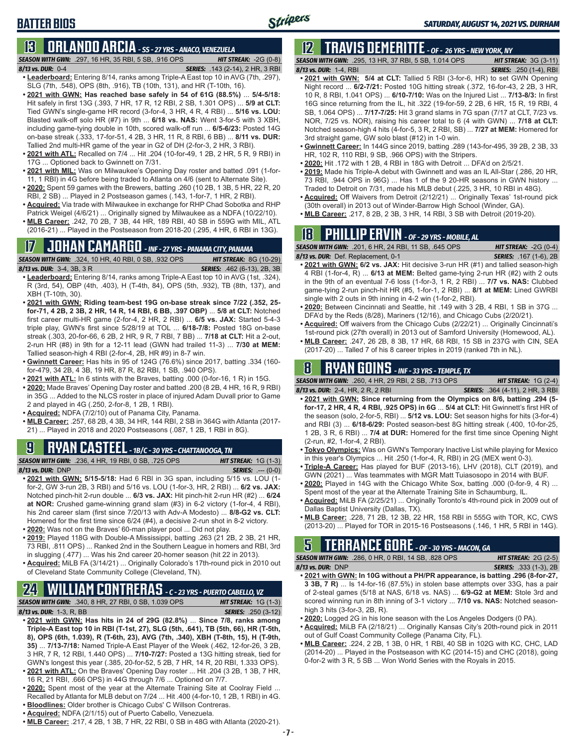# BATTER BIOS

## 13 ORLANDO ARCIA - SS - 27 YRS - ANACO, VENEZUELA

**SEASON WITH GWN:** .297, 16 HR, 35 RBI, 5 SB, .916 OPS | **HIT STREAK:** -2G (0-8)
**8/13 vs. DUR:** 0-4 | **SERIES:** .143 (2-14), 2 HR, 3 RBI

- **Leaderboard:** Entering 8/14, ranks among Triple-A East top 10 in AVG (7th, .297), SLG (7th, .548), OPS (8th, .916), TB (10th, 131), and HR (T-10th, 16).
- **2021 with GWN: Has reached base safely in 54 of 61G (88.5%)** ... **5/4-5/18:** Hit safely in first 13G (.393, 7 HR, 17 R, 12 RBI, 2 SB, 1.301 OPS) ... **5/9 at CLT:** Tied GWN's single-game HR record (3-for-4, 3 HR, 4 R, 4 RBI) ... **5/16 vs. LOU:** Blasted walk-off solo HR (#7) in 9th ... **6/18 vs. NAS:** Went 3-for-5 with 3 XBH, including game-tying double in 10th, scored walk-off run ... **6/5-6/23:** Posted 14G on-base streak (.333, 17-for-51, 4 2B, 3 HR, 11 R, 8 RBI, 6 BB) ... **8/11 vs. DUR:** Tallied 2nd multi-HR game of the year in G2 of DH (2-for-3, 2 HR, 3 RBI).
- **2021 with ATL:** Recalled on 7/4 ... Hit .204 (10-for-49, 1 2B, 2 HR, 5 R, 9 RBI) in 17G ... Optioned back to Gwinnett on 7/31.
- **2021 with MIL:** Was on Milwaukee's Opening Day roster and batted .091 (1-for-11, 1 RBI) in 4G before being traded to Atlanta on 4/6 (sent to Alternate Site).
- **2020:** Spent 59 games with the Brewers, batting .260 (10 2B, 1 3B, 5 HR, 22 R, 20 RBI, 2 SB) ... Played in 2 Postseason games (.143, 1-for-7, 1 HR, 2 RBI).
- **Acquired:** Via trade with Milwaukee in exchange for RHP Chad Sobotka and RHP Patrick Weigel (4/6/21) ... Originally signed by Milwaukee as a NDFA (10/22/10).
- **MLB Career:** .242, 70 2B, 7 3B, 44 HR, 189 RBI, 40 SB in 559G with MIL, ATL (2016-21) ... Played in the Postseason from 2018-20 (.295, 4 HR, 6 RBI in 13G).

## 17 JOHAN CAMARGO - INF - 27 YRS - PANAMA CITY, PANAMA

**SEASON WITH GWN:** .324, 10 HR, 40 RBI, 0 SB, .932 OPS | **HIT STREAK:** 8G (10-29)
**8/13 vs. DUR:** 3-4, 3B, 3 R | **SERIES:** .462 (6-13), 2B, 3B

- **Leaderboard:** Entering 8/14, ranks among Triple-A East top 10 in AVG (1st, .324), R (3rd, 54), OBP (4th, .403), H (T-4th, 84), OPS (5th, .932), TB (8th, 137), and XBH (T-10th, 30).
- **2021 with GWN: Riding team-best 19G on-base streak since 7/22 (.352, 25-for-71, 4 2B, 2 3B, 2 HR, 14 R, 14 RBI, 6 BB, .397 OBP)** ... **5/8 at CLT:** Notched first career multi-HR game (2-for-4, 2 HR, 2 RBI) ... **6/5 vs. JAX:** Started 5-4-3 triple play, GWN's first since 5/28/19 at TOL ... **6/18-7/8:** Posted 18G on-base streak (.303, 20-for-66, 6 2B, 2 HR, 9 R, 7 RBI, 7 BB) ... **7/18 at CLT:** Hit a 2-out, 2-run HR (#8) in 9th for a 12-11 lead (GWN had trailed 11-3) ... **7/30 at MEM:** Tallied season-high 4 RBI (2-for-4, 2B, HR #9) in 8-7 win.
- **Gwinnett Career:** Has hits in 95 of 124G (76.6%) since 2017, batting .334 (160-for-479, 34 2B, 4 3B, 19 HR, 87 R, 82 RBI, 1 SB, .940 OPS).
- **2021 with ATL:** In 6 stints with the Braves, batting .000 (0-for-16, 1 R) in 15G.
- **2020:** Made Braves' Opening Day roster and batted .200 (8 2B, 4 HR, 16 R, 9 RBI) in 35G ... Added to the NLCS roster in place of injured Adam Duvall prior to Game 2 and played in 4G (.250, 2-for-8, 1 2B, 1 RBI).
- **Acquired:** NDFA (7/2/10) out of Panama City, Panama.
- **MLB Career:** .257, 68 2B, 4 3B, 34 HR, 144 RBI, 2 SB in 364G with Atlanta (2017-21) ... Played in 2018 and 2020 Postseasons (.087, 1 2B, 1 RBI in 8G).

## 9 RYAN CASTEEL - 1B/C - 30 YRS - CHATTANOOGA, TN

**SEASON WITH GWN:** .236, 4 HR, 19 RBI, 0 SB, .725 OPS | **HIT STREAK:** 1G (1-3)
**8/13 vs. DUR:** DNP | **SERIES:** .--- (0-0)

- **2021 with GWN: 5/15-5/18:** Had 6 RBI in 3G span, including 5/15 vs. LOU (1-for-2, GW 3-run 2B, 3 RBI) and 5/16 vs. LOU (1-for-3, HR, 2 RBI) ... **6/2 vs. JAX:** Notched pinch-hit 2-run double ... **6/3 vs. JAX:** Hit pinch-hit 2-run HR (#2) ... **6/24 at NOR:** Crushed game-winning grand slam (#3) in 6-2 victory (1-for-4, 4 RBI), his 2nd career slam (first since 7/20/13 with Adv-A Modesto) ... **8/8-G2 vs. CLT:** Homered for the first time since 6/24 (#4), a decisive 2-run shot in 8-2 victory.
- **2020:** Was not on the Braves' 60-man player pool ... Did not play.
- **2019:** Played 118G with Double-A Mississippi, batting .263 (21 2B, 2 3B, 21 HR, 73 RBI, .811 OPS) ... Ranked 2nd in the Southern League in homers and RBI, 3rd in slugging (.477) ... Was his 2nd career 20-homer season (hit 22 in 2013).
- **Acquired:** MiLB FA (3/14/21) ... Originally Colorado's 17th-round pick in 2010 out of Cleveland State Community College (Cleveland, TN).

## 24 WILLIAM CONTRERAS - C - 23 YRS - PUERTO CABELLO, VZ

**SEASON WITH GWN:** .340, 8 HR, 27 RBI, 0 SB, 1.039 OPS | **HIT STREAK:** 1G (1-3)
**8/13 vs. DUR:** 1-3, R, BB | **SERIES:** .250 (3-12)

- **2021 with GWN: Has hits in 24 of 29G (82.8%)** ... **Since 7/8, ranks among Triple-A East top 10 in RBI (T-1st, 27), SLG (5th, .641), TB (5th, 66), HR (T-5th, 8), OPS (6th, 1.039), R (T-6th, 23), AVG (7th, .340), XBH (T-8th, 15), H (T-9th, 35)** ... **7/13-7/18:** Named Triple-A East Player of the Week (.462, 12-for-26, 3 2B, 3 HR, 7 R, 12 RBI, 1.440 OPS) ... **7/10-7/27:** Posted a 13G hitting streak, tied for GWN's longest this year (.385, 20-for-52, 5 2B, 7 HR, 14 R, 20 RBI, 1.333 OPS).
- **2021 with ATL:** On the Braves' Opening Day roster ... Hit .204 (3 2B, 1 3B, 7 HR, 16 R, 21 RBI, .666 OPS) in 44G through 7/6 ... Optioned on 7/7.
- **2020:** Spent most of the year at the Alternate Training Site at Coolray Field ... Recalled by Atlanta for MLB debut on 7/24 ... Hit .400 (4-for-10, 1 2B, 1 RBI) in 4G.
- **Bloodlines:** Older brother is Chicago Cubs' C Willson Contreras.
- **Acquired:** NDFA (2/1/15) out of Puerto Cabello, Venezuela.
- **MLB Career:** .217, 4 2B, 1 3B, 7 HR, 22 RBI, 0 SB in 48G with Atlanta (2020-21).

## 12 TRAVIS DEMERITTE - OF - 26 YRS - NEW YORK, NY

**SEASON WITH GWN:** .295, 13 HR, 37 RBI, 5 SB, 1.014 OPS | **HIT STREAK:** 3G (3-11)
**8/13 vs. DUR:** 1-4, RBI | **SERIES:** .250 (1-4), RBI

- **2021 with GWN: 5/4 at CLT:** Tallied 5 RBI (3-for-6, HR) to set GWN Opening Night record ... **6/2-7/21:** Posted 10G hitting streak (.372, 16-for-43, 2 2B, 3 HR, 10 R, 8 RBI, 1.041 OPS) ... **6/10-7/10:** Was on the Injured List ... **7/13-8/3:** In first 16G since returning from the IL, hit .322 (19-for-59, 2 2B, 6 HR, 15 R, 19 RBI, 4 SB, 1.064 OPS) ... **7/17-7/25:** Hit 3 grand slams in 7G span (7/17 at CLT, 7/23 vs. NOR, 7/25 vs. NOR), raising his career total to 6 (4 with GWN) ... **7/18 at CLT:** Notched season-high 4 hits (4-for-5, 3 R, 2 RBI, SB) ... **7/27 at MEM:** Homered for 3rd straight game, GW solo blast (#12) in 1-0 win.
- **Gwinnett Career:** In 144G since 2019, batting .289 (143-for-495, 39 2B, 2 3B, 33 HR, 102 R, 110 RBI, 9 SB, .966 OPS) with the Stripers.
- **2020:** Hit .172 with 1 2B, 4 RBI in 18G with Detroit ... DFA'd on 2/5/21.
- **2019:** Made his Triple-A debut with Gwinnett and was an IL All-Star (.286, 20 HR, 73 RBI, .944 OPS in 96G) ... Has 1 of the 9 20-HR seasons in GWN history ... Traded to Detroit on 7/31, made his MLB debut (.225, 3 HR, 10 RBI in 48G).
- **Acquired:** Off Waivers from Detroit (2/12/21) ... Originally Texas' 1st-round pick (30th overall) in 2013 out of Winder-Barrow High School (Winder, GA).
- **MLB Career:** .217, 8 2B, 2 3B, 3 HR, 14 RBI, 3 SB with Detroit (2019-20).

## 18 PHILLIP ERVIN - OF - 29 YRS - MOBILE, AL

**SEASON WITH GWN:** .201, 6 HR, 24 RBI, 11 SB, .645 OPS | **HIT STREAK:** -2G (0-4)
**8/13 vs. DUR:** Def. Replacement, 0-1 | **SERIES:** .167 (1-6), 2B

- **2021 with GWN: 6/2 vs. JAX:** Hit decisive 3-run HR (#1) and tallied season-high 4 RBI (1-for-4, R) ... **6/13 at MEM:** Belted game-tying 2-run HR (#2) with 2 outs in the 9th of an eventual 7-6 loss (1-for-3, 1 R, 2 RBI) ... **7/7 vs. NAS:** Clubbed game-tying 2-run pinch-hit HR (#5, 1-for-1, 2 RBI) ... **8/1 at MEM:** Lined GWRBI single with 2 outs in 9th inning in 4-2 win (1-for-2, RBI).
- **2020:** Between Cincinnati and Seattle, hit .149 with 3 2B, 4 RBI, 1 SB in 37G ... DFA'd by the Reds (8/28), Mariners (12/16), and Chicago Cubs (2/20/21).
- **Acquired:** Off waivers from the Chicago Cubs (2/22/21) ... Originally Cincinnati's 1st-round pick (27th overall) in 2013 out of Samford University (Homewood, AL).
- **MLB Career:** .247, 26 2B, 8 3B, 17 HR, 68 RBI, 15 SB in 237G with CIN, SEA (2017-20) ... Talled 7 of his 8 career triples in 2019 (ranked 7th in NL).

## 8 RYAN GOINS - INF - 33 YRS - TEMPLE, TX

**SEASON WITH GWN:** .260, 4 HR, 29 RBI, 2 SB, .713 OPS | **HIT STREAK:** 1G (2-4)
**8/13 vs. DUR:** 2-4, HR, 2 R, 2 RBI | **SERIES:** .364 (4-11), 2 HR, 3 RBI

- **2021 with GWN: Since returning from the Olympics on 8/6, batting .294 (5-for-17, 2 HR, 4 R, 4 RBI, .925 OPS) in 6G** ... **5/4 at CLT:** Hit Gwinnett's first HR of the season (solo, 2-for-5, RBI) ... **5/12 vs. LOU:** Set season highs for hits (3-for-4) and RBI (3) ... **6/18-6/29:** Posted season-best 8G hitting streak (.400, 10-for-25, 1 2B, 3 R, 6 RBI) ... **7/4 at DUR:** Homered for the first time since Opening Night (2-run, #2, 1-for-4, 2 RBI).
- **Tokyo Olympics:** Was on GWN's Temporary Inactive List while playing for Mexico in this year's Olympics ... Hit .250 (1-for-4, R, RBI) in 2G (MEX went 0-3).
- **Triple-A Career:** Has played for BUF (2013-16), LHV (2018), CLT (2019), and GWN (2021) ... Was teammates with MGR Matt Tuiasosopo in 2014 with BUF.
- **2020:** Played in 14G with the Chicago White Sox, batting .000 (0-for-9, 4 R) ... Spent most of the year at the Alternate Training Site in Schaumburg, IL.
- **Acquired:** MiLB FA (2/25/21) ... Originally Toronto's 4th-round pick in 2009 out of Dallas Baptist University (Dallas, TX).
- **MLB Career:** .228, 71 2B, 12 3B, 22 HR, 158 RBI in 555G with TOR, KC, CWS (2013-20) ... Played for TOR in 2015-16 Postseasons (.146, 1 HR, 5 RBI in 14G).

## 5 TERRANCE GORE - OF - 30 YRS - MACON, GA

**SEASON WITH GWN:** .286, 0 HR, 0 RBI, 14 SB, .828 OPS | **HIT STREAK:** 2G (2-5)
**8/13 vs. DUR:** DNP | **SERIES:** .333 (1-3), 2B

- **2021 with GWN: In 10G without a PH/PR appearance, is batting .296 (8-for-27, 3 3B, 7 R)** ... Is 14-for-16 (87.5%) in stolen base attempts over 33G, has a pair of 2-steal games (5/18 at NAS, 6/18 vs. NAS) ... **6/9-G2 at MEM:** Stole 3rd and scored winning run in 8th inning of 3-1 victory ... **7/10 vs. NAS:** Notched season-high 3 hits (3-for-3, 2B, R).
- **2020:** Logged 2G in his lone season with the Los Angeles Dodgers (0 PA).
- **Acquired:** MiLB FA (2/18/21) ... Originally Kansas City's 20th-round pick in 2011 out of Gulf Coast Community College (Panama City, FL).
- **MLB Career:** .224, 2 2B, 1 3B, 0 HR, 1 RBI, 40 SB in 102G with KC, CHC, LAD (2014-20) ... Played in the Postseason with KC (2014-15) and CHC (2018), going 0-for-2 with 3 R, 5 SB ... Won World Series with the Royals in 2015.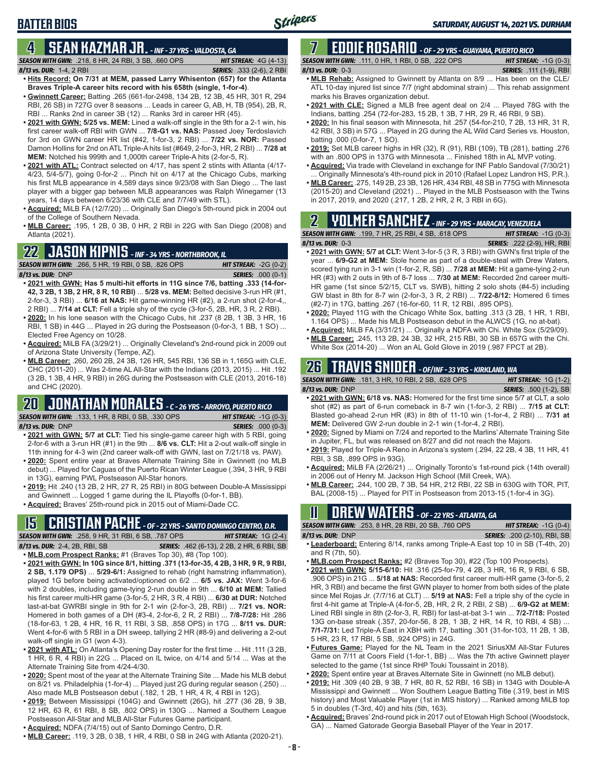# BATTER BIOS

## 4 SEAN KAZMAR JR. - INF - 37 YRS - VALDOSTA, GA

**SEASON WITH GWN:** .218, 8 HR, 24 RBI, 3 SB, .660 OPS | **HIT STREAK:** 4G (4-13)
**8/13 vs. DUR:** 1-4, 2 RBI | **SERIES:** .333 (2-6), 2 RBI

- **Hits Record: On 7/31 at MEM, passed Larry Whisenton (657) for the Atlanta Braves Triple-A career hits record with his 658th (single, 1-for-4)**.
- **Gwinnett Career:** Batting .265 (661-for-2498, 134 2B, 12 3B, 45 HR, 301 R, 294 RBI, 26 SB) in 727G over 8 seasons ... Leads in career G, AB, H, TB (954), 2B, R, RBI ... Ranks 2nd in career 3B (12) ... Ranks 3rd in career HR (45).
- **2021 with GWN: 5/25 vs. MEM:** Lined a walk-off single in the 9th for a 2-1 win, his first career walk-off RBI with GWN ... **7/8-G1 vs. NAS:** Passed Joey Terdoslavich for 3rd on GWN career HR list (#42, 1-for-3, 2 RBI) ... **7/22 vs. NOR:** Passed Damon Hollins for 2nd on ATL Triple-A hits list (#649, 2-for-3, HR, 2 RBI) ... **7/28 at MEM:** Notched his 999th and 1,000th career Triple-A hits (2-for-5, R).
- **2021 with ATL:** Contract selected on 4/17, has spent 2 stints with Atlanta (4/17-4/23, 5/4-5/7), going 0-for-2 ... Pinch hit on 4/17 at the Chicago Cubs, marking his first MLB appearance in 4,589 days since 9/23/08 with San Diego ... The last player with a bigger gap between MLB appearances was Ralph Winegarner (13 years, 14 days between 6/23/36 with CLE and 7/7/49 with STL).
- **Acquired:** MiLB FA (12/7/20) ... Originally San Diego's 5th-round pick in 2004 out of the College of Southern Nevada.
- **MLB Career:** .195, 1 2B, 0 3B, 0 HR, 2 RBI in 22G with San Diego (2008) and Atlanta (2021).

## 22 JASON KIPNIS - INF - 34 YRS - NORTHBROOK, IL

**SEASON WITH GWN:** .266, 5 HR, 19 RBI, 0 SB, .826 OPS | **HIT STREAK:** -2G (0-2)
**8/13 vs. DUR:** DNP | **SERIES:** .000 (0-1)

- **2021 with GWN: Has 5 multi-hit efforts in 11G since 7/6, batting .333 (14-for-42, 3 2B, 1 3B, 2 HR, 8 R, 10 RBI)** ... **5/28 vs. MEM:** Belted decisive 3-run HR (#1, 2-for-3, 3 RBI) ... **6/16 at NAS:** Hit game-winning HR (#2), a 2-run shot (2-for-4,, 2 RBI) ... **7/14 at CLT:** Fell a triple shy of the cycle (3-for-5, 2B, HR, 3 R, 2 RBI).
- **2020:** In his lone season with the Chicago Cubs, hit .237 (8 2B, 1 3B, 3 HR, 16 RBI, 1 SB) in 44G ... Played in 2G during the Postseason (0-for-1, 1 BB, 1 SO) ... Elected Free Agency on 10/28.
- **Acquired:** MiLB FA (3/29/21) ... Originally Cleveland's 2nd-round pick in 2009 out of Arizona State University (Tempe, AZ).
- **MLB Career:** .260, 260 2B, 24 3B, 126 HR, 545 RBI, 136 SB in 1,165G with CLE, CHC (2011-20) ... Was 2-time AL All-Star with the Indians (2013, 2015) ... Hit .192 (3 2B, 1 3B, 4 HR, 9 RBI) in 26G during the Postseason with CLE (2013, 2016-18) and CHC (2020).

## 20 JONATHAN MORALES - C - 26 YRS - ARROYO, PUERTO RICO

**SEASON WITH GWN:** .133, 1 HR, 8 RBI, 0 SB, .330 OPS | **HIT STREAK:** -1G (0-3)
**8/13 vs. DUR:** DNP | **SERIES:** .000 (0-3)

- **2021 with GWN: 5/7 at CLT:** Tied his single-game career high with 5 RBI, going 2-for-6 with a 3-run HR (#1) in the 9th ... **8/6 vs. CLT:** Hit a 2-out walk-off single in 11th inning for 4-3 win (2nd career walk-off with GWN, last on 7/21/18 vs. PAW).
- **2020:** Spent entire year at Braves Alternate Training Site in Gwinnett (no MLB debut) ... Played for Caguas of the Puerto Rican Winter League (.394, 3 HR, 9 RBI in 13G), earning PWL Postseason All-Star honors.
- **2019:** Hit .240 (13 2B, 2 HR, 27 R, 25 RBI) in 80G between Double-A Mississippi and Gwinnett ... Logged 1 game during the IL Playoffs (0-for-1, BB).
- **Acquired:** Braves' 25th-round pick in 2015 out of Miami-Dade CC.

## 15 CRISTIAN PACHE - OF - 22 YRS - SANTO DOMINGO CENTRO, D.R.

**SEASON WITH GWN:** .258, 9 HR, 31 RBI, 6 SB, .787 OPS | **HIT STREAK:** 1G (2-4)
**8/13 vs. DUR:** 2-4, 2B, RBI, SB | **SERIES:** .462 (6-13), 2 2B, 2 HR, 6 RBI, SB

- **MLB.com Prospect Ranks:** #1 (Braves Top 30), #8 (Top 100).
- **2021 with GWN: In 10G since 8/1, hitting .371 (13-for-35, 4 2B, 3 HR, 9 R, 9 RBI, 2 SB, 1.179 OPS)** ... **5/29-6/1:** Assigned to rehab (right hamstring inflammation), played 1G before being activated/optioned on 6/2 ... **6/5 vs. JAX:** Went 3-for-6 with 2 doubles, including game-tying 2-run double in 9th ... **6/10 at MEM:** Tallied his first career multi-HR game (3-for-5, 2 HR, 3 R, 4 RBI) ... **6/30 at DUR:** Notched last-at-bat GWRBI single in 9th for 2-1 win (2-for-3, 2B, RBI) ... **7/21 vs. NOR:** Homered in both games of a DH (#3-4, 2-for-6, 2 R, 2 RBI) ... **7/8-7/28:** Hit .286 (18-for-63, 1 2B, 4 HR, 16 R, 11 RBI, 3 SB, .858 OPS) in 17G ... **8/11 vs. DUR:** Went 4-for-6 with 5 RBI in a DH sweep, tallying 2 HR (#8-9) and delivering a 2-out walk-off single in G1 (won 4-3).
- **2021 with ATL:** On Atlanta's Opening Day roster for the first time ... Hit .111 (3 2B, 1 HR, 6 R, 4 RBI) in 22G ... Placed on IL twice, on 4/14 and 5/14 ... Was at the Alternate Training Site from 4/24-4/30.
- **2020:** Spent most of the year at the Alternate Training Site ... Made his MLB debut on 8/21 vs. Philadelphia (1-for-4) ... Played just 2G during regular season (.250) ... Also made MLB Postseason debut (.182, 1 2B, 1 HR, 4 R, 4 RBI in 12G).
- **2019:** Between Mississippi (104G) and Gwinnett (26G), hit .277 (36 2B, 9 3B, 12 HR, 63 R, 61 RBI, 8 SB, .802 OPS) in 130G ... Named a Southern League Postseason All-Star and MLB All-Star Futures Game participant.
- **Acquired:** NDFA (7/4/15) out of Santo Domingo Centro, D.R.
- **MLB Career:** .119, 3 2B, 0 3B, 1 HR, 4 RBI, 0 SB in 24G with Atlanta (2020-21).

## 7 EDDIE ROSARIO - OF - 29 YRS - GUAYAMA, PUERTO RICO

**SEASON WITH GWN:** .111, 0 HR, 1 RBI, 0 SB, .222 OPS | **HIT STREAK:** -1G (0-3)
**8/13 vs. DUR:** 0-3 | **SERIES:** .111 (1-9), RBI

- **MLB Rehab:** Assigned to Gwinnett by Atlanta on 8/9 ... Has been on the CLE/ATL 10-day injured list since 7/7 (right abdominal strain) ... This rehab assignment marks his Braves organization debut.
- **2021 with CLE:** Signed a MLB free agent deal on 2/4 ... Played 78G with the Indians, batting .254 (72-for-283, 15 2B, 1 3B, 7 HR, 29 R, 46 RBI, 9 SB).
- **2020:** In his final season with Minnesota, hit .257 (54-for-210, 7 2B, 13 HR, 31 R, 42 RBI, 3 SB) in 57G ... Played in 2G during the AL Wild Card Series vs. Houston, batting .000 (0-for-7, 1 SO).
- **2019:** Set MLB career highs in HR (32), R (91), RBI (109), TB (281), batting .276 with an .800 OPS in 137G with Minnesota ... Finished 18th in AL MVP voting.
- **Acquired:** Via trade with Cleveland in exchange for INF Pablo Sandoval (7/30/21) ... Originally Minnesota's 4th-round pick in 2010 (Rafael Lopez Landron HS, P.R.).
- **MLB Career:** .275, 149 2B, 23 3B, 126 HR, 434 RBI, 48 SB in 775G with Minnesota (2015-20) and Cleveland (2021) ... Played in the MLB Postseason with the Twins in 2017, 2019, and 2020 (.217, 1 2B, 2 HR, 2 R, 3 RBI in 6G).

## 2 YOLMER SANCHEZ - INF - 29 YRS - MARACAY, VENEZUELA

**SEASON WITH GWN:** .199, 7 HR, 25 RBI, 4 SB, .618 OPS | **HIT STREAK:** -1G (0-3)
**8/13 vs. DUR:** 0-3 | **SERIES:** .222 (2-9), HR, RBI

- **2021 with GWN: 5/7 at CLT:** Went 3-for-5 (3 R, 3 RBI) with GWN's first triple of the year ... **6/9-G2 at MEM:** Stole home as part of a double-steal with Drew Waters, scored tying run in 3-1 win (1-for-2, R, SB) ... **7/28 at MEM:** Hit a game-tying 2-run HR (#3) with 2 outs in 9th of 8-7 loss ... **7/30 at MEM:** Recorded 2nd career multi-HR game (1st since 5/2/15, CLT vs. SWB), hitting 2 solo shots (#4-5) including GW blast in 8th for 8-7 win (2-for-3, 3 R, 2 RBI) ... **7/22-8/12:** Homered 6 times (#2-7) in 17G, batting .267 (16-for-60, 11 R, 12 RBI, .895 OPS).
- **2020:** Played 11G with the Chicago White Sox, batting .313 (3 2B, 1 HR, 1 RBI, 1.164 OPS) ... Made his MLB Postseason debut in the ALWCS (1G, no at-bat).
- **Acquired:** MiLB FA (3/31/21) ... Originally a NDFA with Chi. White Sox (5/29/09).
- **MLB Career:** .245, 113 2B, 24 3B, 32 HR, 215 RBI, 30 SB in 657G with the Chi. White Sox (2014-20) ... Won an AL Gold Glove in 2019 (.987 FPCT at 2B).

## 26 TRAVIS SNIDER - OF/INF - 33 YRS - KIRKLAND, WA

**SEASON WITH GWN:** .181, 3 HR, 10 RBI, 2 SB, .628 OPS | **HIT STREAK:** 1G (1-2)
**8/13 vs. DUR:** DNP | **SERIES:** .500 (1-2), SB

- **2021 with GWN: 6/18 vs. NAS:** Homered for the first time since 5/7 at CLT, a solo shot (#2) as part of 6-run comeback in 8-7 win (1-for-3, 2 RBI) ... **7/15 at CLT:** Blasted go-ahead 2-run HR (#3) in 8th of 11-10 win (1-for-4, 2 RBI) ... **7/31 at MEM:** Delivered GW 2-run double in 2-1 win (1-for-4, 2 RBI).
- **2020:** Signed by Miami on 7/24 and reported to the Marlins' Alternate Training Site in Jupiter, FL, but was released on 8/27 and did not reach the Majors.
- **2019:** Played for Triple-A Reno in Arizona's system (.294, 22 2B, 4 3B, 11 HR, 41 RBI, 3 SB, .899 OPS in 93G).
- **Acquired:** MiLB FA (2/26/21) ... Originally Toronto's 1st-round pick (14th overall) in 2006 out of Henry M. Jackson High School (Mill Creek, WA).
- **MLB Career:** .244, 100 2B, 7 3B, 54 HR, 212 RBI, 22 SB in 630G with TOR, PIT, BAL (2008-15) ... Played for PIT in Postseason from 2013-15 (1-for-4 in 3G).

## 11 DREW WATERS - OF - 22 YRS - ATLANTA, GA

**SEASON WITH GWN:** .253, 8 HR, 28 RBI, 20 SB, .760 OPS | **HIT STREAK:** -1G (0-4)
**8/13 vs. DUR:** DNP | **SERIES:** .200 (2-10), RBI, SB

- **Leaderboard:** Entering 8/14, ranks among Triple-A East top 10 in SB (T-4th, 20) and R (7th, 50).
- **MLB.com Prospect Ranks:** #2 (Braves Top 30), #22 (Top 100 Prospects).
- **2021 with GWN: 5/15-6/10:** Hit .316 (25-for-79, 4 2B, 3 HR, 16 R, 9 RBI, 6 SB, .906 OPS) in 21G ... **5/18 at NAS:** Recorded first career multi-HR game (3-for-5, 2 HR, 3 RBI) and became the first GWN player to homer from both sides of the plate since Mel Rojas Jr. (7/7/16 at CLT) ... **5/19 at NAS:** Fell a triple shy of the cycle in first 4-hit game at Triple-A (4-for-5, 2B, HR, 2 R, 2 RBI, 2 SB) ... **6/9-G2 at MEM:** Lined RBI single in 8th (2-for-3, R, RBI) for last-at-bat 3-1 win ... **7/2-7/18:** Posted 13G on-base streak (.357, 20-for-56, 8 2B, 1 3B, 2 HR, 14 R, 10 RBI, 4 SB) ... **7/1-7/31:** Led Triple-A East in XBH with 17, batting .301 (31-for-103, 11 2B, 1 3B, 5 HR, 23 R, 17 RBI, 5 SB, .924 OPS) in 24G.
- **Futures Game:** Played for the NL Team in the 2021 SiriusXM All-Star Futures Game on 7/11 at Coors Field (1-for-1, BB) ... Was the 7th active Gwinnett player selected to the game (1st since RHP Touki Toussaint in 2018).
- **2020:** Spent entire year at Braves Alternate Site in Gwinnett (no MLB debut).
- **2019:** Hit .309 (40 2B, 9 3B, 7 HR, 80 R, 52 RBI, 16 SB) in 134G with Double-A Mississippi and Gwinnett ... Won Southern League Batting Title (.319, best in MIS history) and Most Valuable Player (1st in MIS history) ... Ranked among MiLB top 5 in doubles (T-3rd, 40) and hits (5th, 163).
- **Acquired:** Braves' 2nd-round pick in 2017 out of Etowah High School (Woodstock, GA) ... Named Gatorade Georgia Baseball Player of the Year in 2017.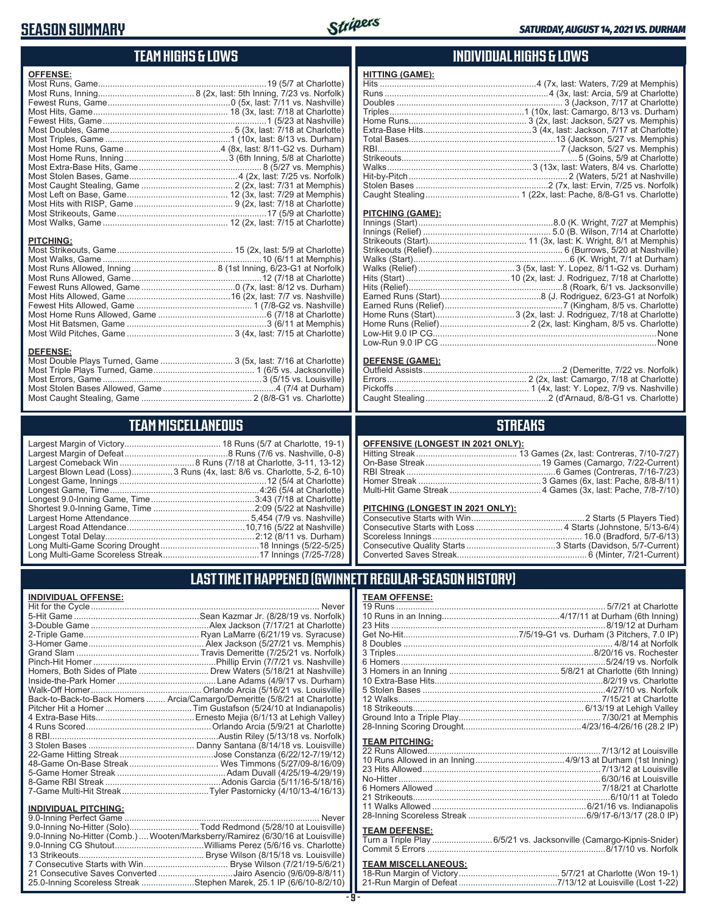# SEASON SUMMARY

SATURDAY, AUGUST 14, 2021 VS. DURHAM

## TEAM HIGHS & LOWS

**OFFENSE:**

| | |
|---|---|
| Most Runs, Game | 19 (5/7 at Charlotte) |
| Most Runs, Inning | 8 (2x, last: 5th Inning, 7/23 vs. Norfolk) |
| Fewest Runs, Game | 0 (5x, last: 7/11 vs. Nashville) |
| Most Hits, Game | 18 (3x, last: 7/18 at Charlotte) |
| Fewest Hits, Game | 1 (5/23 at Nashville) |
| Most Doubles, Game | 5 (3x, last: 7/18 at Charlotte) |
| Most Triples, Game | 1 (10x, last: 8/13 vs. Durham) |
| Most Home Runs, Game | 4 (8x, last: 8/11-G2 vs. Durham) |
| Most Home Runs, Inning | 3 (6th Inning, 5/8 at Charlotte) |
| Most Extra-Base Hits, Game | 8 (5/27 vs. Memphis) |
| Most Stolen Bases, Game | 4 (2x, last: 7/25 vs. Norfolk) |
| Most Caught Stealing, Game | 2 (2x, last: 7/31 at Memphis) |
| Most Left on Base, Game | 12 (3x, last: 7/29 at Memphis) |
| Most Hits with RISP, Game | 9 (2x, last: 7/18 at Charlotte) |
| Most Strikeouts, Game | 17 (5/9 at Charlotte) |
| Most Walks, Game | 12 (2x, last: 7/15 at Charlotte) |

**PITCHING:**

| | |
|---|---|
| Most Strikeouts, Game | 15 (2x, last: 5/9 at Charlotte) |
| Most Walks, Game | 10 (6/11 at Memphis) |
| Most Runs Allowed, Inning | 8 (1st Inning, 6/23-G1 at Norfolk) |
| Most Runs Allowed, Game | 12 (7/18 at Charlotte) |
| Fewest Runs Allowed, Game | 0 (7x, last: 8/12 vs. Durham) |
| Most Hits Allowed, Game | 16 (2x, last: 7/7 vs. Nashville) |
| Fewest Hits Allowed, Game | 1 (7/8-G2 vs. Nashville) |
| Most Home Runs Allowed, Game | 6 (7/18 at Charlotte) |
| Most Hit Batsmen, Game | 3 (6/11 at Memphis) |
| Most Wild Pitches, Game | 3 (4x, last: 7/15 at Charlotte) |

**DEFENSE:**

| | |
|---|---|
| Most Double Plays Turned, Game | 3 (5x, last: 7/16 at Charlotte) |
| Most Triple Plays Turned, Game | 1 (6/5 vs. Jacksonville) |
| Most Errors, Game | 3 (5/15 vs. Louisville) |
| Most Stolen Bases Allowed, Game | 4 (7/4 at Durham) |
| Most Caught Stealing, Game | 2 (8/8-G1 vs. Charlotte) |

## INDIVIDUAL HIGHS & LOWS

**HITTING (GAME):**

| | |
|---|---|
| Hits | 4 (7x, last: Waters, 7/29 at Memphis) |
| Runs | 4 (3x, last: Arcia, 5/9 at Charlotte) |
| Doubles | 3 (Jackson, 7/17 at Charlotte) |
| Triples | 1 (10x, last: Camargo, 8/13 vs. Durham) |
| Home Runs | 3 (2x, last: Jackson, 5/27 vs. Memphis) |
| Extra-Base Hits | 3 (4x, last: Jackson, 7/17 at Charlotte) |
| Total Bases | 13 (Jackson, 5/27 vs. Memphis) |
| RBI | 7 (Jackson, 5/27 vs. Memphis) |
| Strikeouts | 5 (Goins, 5/9 at Charlotte) |
| Walks | 3 (13x, last: Waters, 8/4 vs. Charlotte) |
| Hit-by-Pitch | 2 (Waters, 5/21 at Nashville) |
| Stolen Bases | 2 (7x, last: Ervin, 7/25 vs. Norfolk) |
| Caught Stealing | 1 (22x, last: Pache, 8/8-G1 vs. Charlotte) |

**PITCHING (GAME):**

| | |
|---|---|
| Innings (Start) | 8.0 (K. Wright, 7/27 at Memphis) |
| Innings (Relief) | 5.0 (B. Wilson, 7/14 at Charlotte) |
| Strikeouts (Start) | 11 (3x, last: K. Wright, 8/1 at Memphis) |
| Strikeouts (Relief) | 6 (Burrows, 5/20 at Nashville) |
| Walks (Start) | 6 (K. Wright, 7/1 at Durham) |
| Walks (Relief) | 3 (5x, last: Y. Lopez, 8/11-G2 vs. Durham) |
| Hits (Start) | 10 (2x, last: J. Rodriguez, 7/18 at Charlotte) |
| Hits (Relief) | 8 (Roark, 6/1 vs. Jacksonville) |
| Earned Runs (Start) | 8 (J. Rodriguez, 6/23-G1 at Norfolk) |
| Earned Runs (Relief) | 7 (Kingham, 8/5 vs. Charlotte) |
| Home Runs (Start) | 3 (2x, last: J. Rodriguez, 7/18 at Charlotte) |
| Home Runs (Relief) | 2 (2x, last: Kingham, 8/5 vs. Charlotte) |
| Low-Hit 9.0 IP CG | None |
| Low-Run 9.0 IP CG | None |

**DEFENSE (GAME):**

| | |
|---|---|
| Outfield Assists | 2 (Demeritte, 7/22 vs. Norfolk) |
| Errors | 2 (2x, last: Camargo, 7/18 at Charlotte) |
| Pickoffs | 1 (4x, last: Y. Lopez, 7/9 vs. Nashville) |
| Caught Stealing | 2 (d'Arnaud, 8/8-G1 vs. Charlotte) |

## TEAM MISCELLANEOUS

| | |
|---|---|
| Largest Margin of Victory | 18 Runs (5/7 at Charlotte, 19-1) |
| Largest Margin of Defeat | 8 Runs (7/6 vs. Nashville, 0-8) |
| Largest Comeback Win | 8 Runs (7/18 at Charlotte, 3-11, 13-12) |
| Largest Blown Lead (Loss) | 3 Runs (4x, last: 8/6 vs. Charlotte, 5-2, 6-10) |
| Longest Game, Innings | 12 (5/4 at Charlotte) |
| Longest Game, Time | 4:26 (5/4 at Charlotte) |
| Longest 9.0-Inning Game, Time | 3:43 (7/18 at Charlotte) |
| Shortest 9.0-Inning Game, Time | 2:09 (5/22 at Nashville) |
| Largest Home Attendance | 5,454 (7/9 vs. Nashville) |
| Largest Road Attendance | 10,716 (5/22 at Nashville) |
| Longest Total Delay | 2:12 (8/11 vs. Durham) |
| Long Multi-Game Scoring Drought | 18 Innings (5/22-5/25) |
| Long Multi-Game Scoreless Streak | 17 Innings (7/25-7/28) |

## STREAKS

**OFFENSIVE (LONGEST IN 2021 ONLY):**

| | |
|---|---|
| Hitting Streak | 13 Games (2x, last: Contreras, 7/10-7/27) |
| On-Base Streak | 19 Games (Camargo, 7/22-Current) |
| RBI Streak | 6 Games (Contreras, 7/16-7/23) |
| Homer Streak | 3 Games (6x, last: Pache, 8/8-8/11) |
| Multi-Hit Game Streak | 4 Games (3x, last: Pache, 7/8-7/10) |

**PITCHING (LONGEST IN 2021 ONLY):**

| | |
|---|---|
| Consecutive Starts with Win | 2 Starts (5 Players Tied) |
| Consecutive Starts with Loss | 4 Starts (Johnstone, 5/13-6/4) |
| Scoreless Innings | 16.0 (Bradford, 5/7-6/13) |
| Consecutive Quality Starts | 3 Starts (Davidson, 5/7-Current) |
| Converted Saves Streak | 6 (Minter, 7/21-Current) |

## LAST TIME IT HAPPENED (GWINNETT REGULAR-SEASON HISTORY)

**INDIVIDUAL OFFENSE:**

| | |
|---|---|
| Hit for the Cycle | Never |
| 5-Hit Game | Sean Kazmar Jr. (8/28/19 vs. Norfolk) |
| 3-Double Game | Alex Jackson (7/17/21 at Charlotte) |
| 2-Triple Game | Ryan LaMarre (6/21/19 vs. Syracuse) |
| 3-Homer Game | Alex Jackson (5/27/21 vs. Memphis) |
| Grand Slam | Travis Demeritte (7/25/21 vs. Norfolk) |
| Pinch-Hit Homer | Phillip Ervin (7/7/21 vs. Nashville) |
| Homers, Both Sides of Plate | Drew Waters (5/18/21 at Nashville) |
| Inside-the-Park Homer | Lane Adams (4/9/17 vs. Durham) |
| Walk-Off Homer | Orlando Arcia (5/16/21 vs. Louisville) |
| Back-to-Back-to-Back Homers | Arcia/Camargo/Demeritte (5/8/21 at Charlotte) |
| Pitcher Hit a Homer | Tim Gustafson (5/24/10 at Indianapolis) |
| 4 Extra-Base Hits | Ernesto Mejia (6/1/13 at Lehigh Valley) |
| 4 Runs Scored | Orlando Arcia (5/9/21 at Charlotte) |
| 8 RBI | Austin Riley (5/13/18 vs. Norfolk) |
| 3 Stolen Bases | Danny Santana (8/14/18 vs. Louisville) |
| 22-Game Hitting Streak | Jose Constanza (6/22/12-7/19/12) |
| 48-Game On-Base Streak | Wes Timmons (5/27/09-8/16/09) |
| 5-Game Homer Streak | Adam Duvall (4/25/19-4/29/19) |
| 8-Game RBI Streak | Adonis Garcia (5/11/16-5/18/16) |
| 7-Game Multi-Hit Streak | Tyler Pastornicky (4/10/13-4/16/13) |

**INDIVIDUAL PITCHING:**

| | |
|---|---|
| 9.0-Inning Perfect Game | Never |
| 9.0-Inning No-Hitter (Solo) | Todd Redmond (5/28/10 at Louisville) |
| 9.0-Inning No-Hitter (Comb.) | Wooten/Marksberry/Ramirez (6/30/16 at Louisville) |
| 9.0-Inning CG Shutout | Williams Perez (5/6/16 vs. Charlotte) |
| 13 Strikeouts | Bryse Wilson (8/15/18 vs. Louisville) |
| 7 Consecutive Starts with Win | Bryse Wilson (7/21/19-5/6/21) |
| 21 Consecutive Saves Converted | Jairo Asencio (9/6/09-8/8/11) |
| 25.0-Inning Scoreless Streak | Stephen Marek, 25.1 IP (6/6/10-8/2/10) |

**TEAM OFFENSE:**

| | |
|---|---|
| 19 Runs | 5/7/21 at Charlotte |
| 10 Runs in an Inning | 4/17/11 at Durham (6th Inning) |
| 23 Hits | 8/19/12 at Durham |
| Get No-Hit | 7/5/19-G1 vs. Durham (3 Pitchers, 7.0 IP) |
| 8 Doubles | 4/8/14 at Norfolk |
| 3 Triples | 8/20/16 vs. Rochester |
| 6 Homers | 5/24/19 vs. Norfolk |
| 3 Homers in an Inning | 5/8/21 at Charlotte (6th Inning) |
| 10 Extra-Base Hits | 8/2/19 vs. Charlotte |
| 5 Stolen Bases | 4/27/10 vs. Norfolk |
| 12 Walks | 7/15/21 at Charlotte |
| 18 Strikeouts | 6/13/19 at Lehigh Valley |
| Ground Into a Triple Play | 7/30/21 at Memphis |
| 28-Inning Scoring Drought | 4/23/16-4/26/16 (28.2 IP) |

**TEAM PITCHING:**

| | |
|---|---|
| 22 Runs Allowed | 7/13/12 at Louisville |
| 10 Runs Allowed in an Inning | 4/9/13 at Durham (1st Inning) |
| 23 Hits Allowed | 7/13/12 at Louisville |
| No-Hitter | 6/30/16 at Louisville |
| 6 Homers Allowed | 7/18/21 at Charlotte |
| 21 Strikeouts | 6/10/11 at Toledo |
| 11 Walks Allowed | 6/21/16 vs. Indianapolis |
| 28-Inning Scoreless Streak | 6/9/17-6/13/17 (28.0 IP) |

**TEAM DEFENSE:**

| | |
|---|---|
| Turn a Triple Play | 6/5/21 vs. Jacksonville (Camargo-Kipnis-Snider) |
| Commit 5 Errors | 8/17/10 vs. Norfolk |

**TEAM MISCELLANEOUS:**

| | |
|---|---|
| 18-Run Margin of Victory | 5/7/21 at Charlotte (Won 19-1) |
| 21-Run Margin of Defeat | 7/13/12 at Louisville (Lost 1-22) |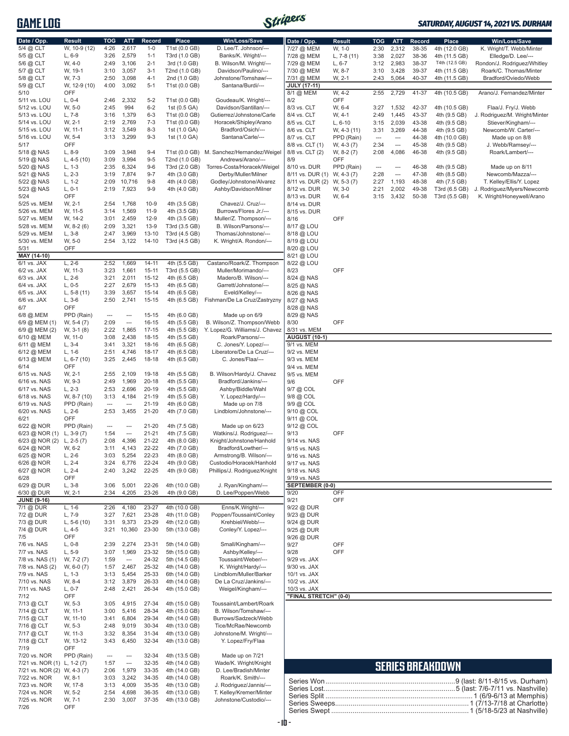# GAME LOG

*SATURDAY, AUGUST 14, 2021 VS. DURHAM*

| Date / Opp. | Result | TOG | ATT | Record | Place | Win/Loss/Save |
|---|---|---|---|---|---|---|
| 5/4 @ CLT | W, 10-9 (12) | 4:26 | 2,617 | 1-0 | T1st (0.0 GB) | D. Lee/T. Johnson/--- |
| 5/5 @ CLT | L, 6-9 | 3:26 | 2,579 | 1-1 | T3rd (1.0 GB) | Banks/K. Wright/--- |
| 5/6 @ CLT | W, 4-0 | 2:49 | 3,106 | 2-1 | 3rd (1.0 GB) | B. Wilson/M. Wright/--- |
| 5/7 @ CLT | W, 19-1 | 3:10 | 3,057 | 3-1 | T2nd (1.0 GB) | Davidson/Paulino/--- |
| 5/8 @ CLT | W, 7-3 | 2:50 | 3,098 | 4-1 | 2nd (1.0 GB) | Johnstone/Tomshaw/--- |
| 5/9 @ CLT | W, 12-9 (10) | 4:00 | 3,092 | 5-1 | T1st (0.0 GB) | Santana/Burdi/--- |
| 5/10 | OFF | | | | | |
| 5/11 vs. LOU | L, 0-4 | 2:46 | 2,332 | 5-2 | T1st (0.0 GB) | Goudeau/K. Wright/--- |
| 5/12 vs. LOU | W, 5-0 | 2:45 | 994 | 6-2 | 1st (0.5 GA) | Davidson/Santillan/--- |
| 5/13 vs. LOU | L, 7-8 | 3:16 | 1,379 | 6-3 | T1st (0.0 GB) | Gutierrez/Johnstone/Carle |
| 5/14 vs. LOU | W, 2-1 | 2:19 | 2,769 | 7-3 | T1st (0.0 GB) | Horacek/Shipley/Arano |
| 5/15 vs. LOU | W, 11-1 | 3:12 | 3,549 | 8-3 | 1st (1.0 GA) | Bradford/Osich/--- |
| 5/16 vs. LOU | W, 5-4 | 3:13 | 3,299 | 9-3 | 1st (1.0 GA) | Santana/Carle/--- |
| 5/17 | OFF | | | | | |
| 5/18 @ NAS | L, 8-9 | 3:09 | 3,948 | 9-4 | T1st (0.0 GB) | M. Sanchez/Hernandez/Weigel |
| 5/19 @ NAS | L, 4-5 (10) | 3:09 | 3,994 | 9-5 | T2nd (1.0 GB) | Andrews/Arano/--- |
| 5/20 @ NAS | L, 1-3 | 2:35 | 6,324 | 9-6 | T3rd (2.0 GB) | Torres-Costa/Horacek/Weigel |
| 5/21 @ NAS | L, 2-3 | 3:19 | 7,874 | 9-7 | 4th (3.0 GB) | Derby/Muller/Milner |
| 5/22 @ NAS | L, 1-2 | 2:09 | 10,716 | 9-8 | 4th (4.0 GB) | Godley/Johnstone/Alvarez |
| 5/23 @ NAS | L, 0-1 | 2:19 | 7,923 | 9-9 | 4th (4.0 GB) | Ashby/Davidson/Milner |
| 5/24 | OFF | | | | | |
| 5/25 vs. MEM | W, 2-1 | 2:54 | 1,768 | 10-9 | 4th (3.5 GB) | Chavez/J. Cruz/--- |
| 5/26 vs. MEM | W, 11-5 | 3:14 | 1,569 | 11-9 | 4th (3.5 GB) | Burrows/Flores Jr./--- |
| 5/27 vs. MEM | W, 14-2 | 3:01 | 2,459 | 12-9 | 4th (3.5 GB) | Muller/Z. Thompson/--- |
| 5/28 vs. MEM | W, 8-2 (6) | 2:09 | 3,321 | 13-9 | T3rd (3.5 GB) | B. Wilson/Parsons/--- |
| 5/29 vs. MEM | L, 3-8 | 2:47 | 3,969 | 13-10 | T3rd (4.5 GB) | Thomas/Johnstone/--- |
| 5/30 vs. MEM | W, 5-0 | 2:54 | 3,122 | 14-10 | T3rd (4.5 GB) | K. Wright/A. Rondon/--- |
| 5/31 | OFF | | | | | |
| **MAY (14-10)** | | | | | | |
| 6/1 vs. JAX | L, 2-6 | 2:52 | 1,669 | 14-11 | 4th (5.5 GB) | Castano/Roark/Z. Thompson |
| 6/2 vs. JAX | W, 11-3 | 3:23 | 1,661 | 15-11 | T3rd (5.5 GB) | Muller/Morimando/--- |
| 6/3 vs. JAX | L, 2-6 | 3:21 | 2,011 | 15-12 | 4th (6.5 GB) | Madero/B. Wilson/--- |
| 6/4 vs. JAX | L, 0-5 | 2:27 | 2,679 | 15-13 | 4th (6.5 GB) | Garrett/Johnstone/--- |
| 6/5 vs. JAX | L, 5-8 (11) | 3:39 | 3,657 | 15-14 | 4th (6.5 GB) | Eveld/Kelley/--- |
| 6/6 vs. JAX | L, 3-6 | 2:50 | 2,741 | 15-15 | 4th (6.5 GB) | Fishman/De La Cruz/Zastryzny |
| 6/7 | OFF | | | | | |
| 6/8 @ MEM | PPD (Rain) | --- | --- | 15-15 | 4th (6.0 GB) | Made up on 6/9 |
| 6/9 @ MEM (1) | W, 5-4 (7) | 2:09 | --- | 16-15 | 4th (5.5 GB) | B. Wilson/Z. Thompson/Webb |
| 6/9 @ MEM (2) | W, 3-1 (8) | 2:22 | 1,865 | 17-15 | 4th (5.5 GB) | Y. Lopez/G. Williams/J. Chavez |
| 6/10 @ MEM | W, 11-0 | 3:08 | 2,438 | 18-15 | 4th (5.5 GB) | Roark/Parsons/--- |
| 6/11 @ MEM | L, 3-4 | 3:41 | 3,321 | 18-16 | 4th (6.5 GB) | C. Jones/Y. Lopez/--- |
| 6/12 @ MEM | L, 1-6 | 2:51 | 4,746 | 18-17 | 4th (6.5 GB) | Liberatore/De La Cruz/--- |
| 6/13 @ MEM | L, 6-7 (10) | 3:25 | 2,445 | 18-18 | 4th (6.5 GB) | C. Jones/Flaa/--- |
| 6/14 | OFF | | | | | |
| 6/15 vs. NAS | W, 2-1 | 2:55 | 2,109 | 19-18 | 4th (5.5 GB) | B. Wilson/Hardy/J. Chavez |
| 6/16 vs. NAS | W, 9-3 | 2:49 | 1,969 | 20-18 | 4th (5.5 GB) | Bradford/Jankins/--- |
| 6/17 vs. NAS | L, 2-3 | 2:53 | 2,696 | 20-19 | 4th (5.5 GB) | Ashby/Biddle/Wahl |
| 6/18 vs. NAS | W, 8-7 (10) | 3:13 | 4,184 | 21-19 | 4th (5.5 GB) | Y. Lopez/Hardy/--- |
| 6/19 vs. NAS | PPD (Rain) | --- | --- | 21-19 | 4th (6.0 GB) | Made up on 7/8 |
| 6/20 vs. NAS | L, 2-6 | 2:53 | 3,455 | 21-20 | 4th (7.0 GB) | Lindblom/Johnstone/--- |
| 6/21 | OFF | | | | | |
| 6/22 @ NOR | PPD (Rain) | --- | --- | 21-20 | 4th (7.5 GB) | Made up on 6/23 |
| 6/23 @ NOR (1) | L, 3-9 (7) | 1:54 | --- | 21-21 | 4th (7.5 GB) | Watkins/J. Rodriguez/--- |
| 6/23 @ NOR (2) | L, 2-5 (7) | 2:08 | 4,396 | 21-22 | 4th (8.0 GB) | Knight/Johnstone/Hanhold |
| 6/24 @ NOR | W, 6-2 | 3:11 | 4,143 | 22-22 | 4th (7.0 GB) | Bradford/Lowther/--- |
| 6/25 @ NOR | L, 2-6 | 3:03 | 5,254 | 22-23 | 4th (8.0 GB) | Armstrong/B. Wilson/--- |
| 6/26 @ NOR | L, 2-4 | 3:24 | 6,776 | 22-24 | 4th (9.0 GB) | Custodio/Horacek/Hanhold |
| 6/27 @ NOR | L, 2-4 | 2:40 | 3,242 | 22-25 | 4th (9.0 GB) | Phillips/J. Rodriguez/Knight |
| 6/28 | OFF | | | | | |
| 6/29 @ DUR | L, 3-8 | 3:06 | 5,001 | 22-26 | 4th (10.0 GB) | J. Ryan/Kingham/--- |
| 6/30 @ DUR | W, 2-1 | 2:34 | 4,205 | 23-26 | 4th (9.0 GB) | D. Lee/Poppen/Webb |
| **JUNE (9-16)** | | | | | | |
| 7/1 @ DUR | L, 1-6 | 2:26 | 4,180 | 23-27 | 4th (10.0 GB) | Enns/K.Wright/--- |
| 7/2 @ DUR | L, 7-9 | 3:27 | 7,621 | 23-28 | 4th (11.0 GB) | Poppen/Toussaint/Conley |
| 7/3 @ DUR | L, 5-6 (10) | 3:31 | 9,373 | 23-29 | 4th (12.0 GB) | Krehbiel/Webb/--- |
| 7/4 @ DUR | L, 4-5 | 3:21 | 10,360 | 23-30 | 5th (13.0 GB) | Conley/Y. Lopez/--- |
| 7/5 | OFF | | | | | |
| 7/6 vs. NAS | L, 0-8 | 2:39 | 2,274 | 23-31 | 5th (14.0 GB) | Small/Kingham/--- |
| 7/7 vs. NAS | L, 5-9 | 3:07 | 1,969 | 23-32 | 5th (15.0 GB) | Ashby/Kelley/--- |
| 7/8 vs. NAS (1) | W, 7-2 (7) | 1:59 | --- | 24-32 | 5th (14.5 GB) | Toussaint/Weber/--- |
| 7/8 vs. NAS (2) | W, 6-0 (7) | 1:57 | 2,467 | 25-32 | 4th (14.0 GB) | K. Wright/Hardy/--- |
| 7/9 vs. NAS | L, 1-3 | 3:13 | 5,454 | 25-33 | 6th (14.0 GB) | Lindblom/Muller/Barker |
| 7/10 vs. NAS | W, 8-4 | 3:12 | 3,879 | 26-33 | 4th (14.0 GB) | De La Cruz/Jankins/--- |
| 7/11 vs. NAS | L, 0-7 | 2:48 | 2,421 | 26-34 | 4th (15.0 GB) | Weigel/Kingham/--- |
| 7/12 | OFF | | | | | |
| 7/13 @ CLT | W, 5-3 | 3:05 | 4,915 | 27-34 | 4th (15.0 GB) | Toussaint/Lambert/Roark |
| 7/14 @ CLT | W, 11-1 | 3:00 | 5,416 | 28-34 | 4th (15.0 GB) | B. Wilson/Tomshaw/--- |
| 7/15 @ CLT | W, 11-10 | 3:41 | 6,804 | 29-34 | 4th (14.0 GB) | Burrows/Sadzeck/Webb |
| 7/16 @ CLT | W, 5-3 | 2:48 | 9,019 | 30-34 | 4th (13.0 GB) | Tice/McRae/Newcomb |
| 7/17 @ CLT | W, 11-3 | 3:32 | 8,354 | 31-34 | 4th (13.0 GB) | Johnstone/M. Wright/--- |
| 7/18 @ CLT | W, 13-12 | 3:43 | 6,450 | 32-34 | 4th (13.0 GB) | Y. Lopez/Fry/Flaa |
| 7/19 | OFF | | | | | |
| 7/20 vs. NOR | PPD (Rain) | --- | --- | 32-34 | 4th (13.5 GB) | Made up on 7/21 |
| 7/21 vs. NOR (1) | L, 1-2 (7) | 1:57 | --- | 32-35 | 4th (14.0 GB) | Wade/K. Wright/Knight |
| 7/21 vs. NOR (2) | W, 4-3 (7) | 2:06 | 1,979 | 33-35 | 4th (14.0 GB) | D. Lee/Bradish/Minter |
| 7/22 vs. NOR | W, 8-1 | 3:03 | 3,242 | 34-35 | 4th (14.0 GB) | Roark/K. Smith/--- |
| 7/23 vs. NOR | W, 17-8 | 3:13 | 4,009 | 35-35 | 4th (13.0 GB) | J. Rodriguez/Jannis/--- |
| 7/24 vs. NOR | W, 5-2 | 2:54 | 4,698 | 36-35 | 4th (13.0 GB) | T. Kelley/Kremer/Minter |
| 7/25 vs. NOR | W, 7-1 | 2:30 | 3,007 | 37-35 | 4th (13.0 GB) | Johnstone/Custodio/--- |
| 7/26 | OFF | | | | | |
| 7/27 @ MEM | W, 1-0 | 2:30 | 2,312 | 38-35 | 4th (12.0 GB) | K. Wright/T. Webb/Minter |
| 7/28 @ MEM | L, 7-8 (11) | 3:38 | 2,027 | 38-36 | 4th (11.5 GB) | Elledge/D. Lee/--- |
| 7/29 @ MEM | L, 6-7 | 3:12 | 2,983 | 38-37 | T4th (12.5 GB) | Rondon/J. Rodriguez/Whitley |
| 7/30 @ MEM | W, 8-7 | 3:10 | 3,428 | 39-37 | 4th (11.5 GB) | Roark/C. Thomas/Minter |
| 7/31 @ MEM | W, 2-1 | 2:43 | 5,064 | 40-37 | 4th (11.5 GB) | Bradford/Oviedo/Webb |
| **JULY (17-11)** | | | | | | |
| 8/1 @ MEM | W, 4-2 | 2:55 | 2,729 | 41-37 | 4th (10.5 GB) | Arano/J. Fernandez/Minter |
| 8/2 | OFF | | | | | |
| 8/3 vs. CLT | W, 6-4 | 3:27 | 1,532 | 42-37 | 4th (10.5 GB) | Flaa/J. Fry/J. Webb |
| 8/4 vs. CLT | W, 4-1 | 2:49 | 1,445 | 43-37 | 4th (9.5 GB) | J. Rodriguez/M. Wright/Minter |
| 8/5 vs. CLT | L, 6-10 | 3:15 | 2,039 | 43-38 | 4th (9.5 GB) | Stiever/Kingham/--- |
| 8/6 vs. CLT | W, 4-3 (11) | 3:31 | 3,269 | 44-38 | 4th (10.0 GB) | Newcomb/W. Carter/--- |
| 8/7 vs. CLT | PPD (Rain) | --- | --- | 44-38 | 4th (10.0 GB) | Made up on 8/8 |
| 8/8 vs. CLT (1) | W, 4-3 (7) | 2:34 | --- | 45-38 | 4th (9.5 GB) | J. Webb/Ramsey/--- |
| 8/8 vs. CLT (2) | W, 8-2 (7) | 2:08 | 4,086 | 46-38 | 4th (9.5 GB) | Roark/Lambert/--- |
| 8/9 | OFF | | | | | |
| 8/10 vs. DUR | PPD (Rain) | --- | --- | 46-38 | 4th (9.5 GB) | Made up on 8/11 |
| 8/11 vs. DUR (1) | W, 4-3 (7) | 2:28 | --- | 47-38 | 4th (8.5 GB) | Newcomb/Mazza/--- |
| 8/11 vs. DUR (2) | W, 5-3 (7) | 2:27 | 1,193 | 48-38 | 4th (7.5 GB) | T. Kelley/Ellis/Y. Lopez |
| 8/12 vs. DUR | W, 3-0 | 2:21 | 2,002 | 49-38 | T3rd (6.5 GB) | J. Rodriguez/Myers/Newcomb |
| 8/13 vs. DUR | W, 6-4 | 3:15 | 3,432 | 50-38 | T3rd (5.5 GB) | K. Wright/Honeywell/Arano |
| 8/14 vs. DUR | | | | | | |
| 8/15 vs. DUR | | | | | | |
| 8/16 | OFF | | | | | |
| 8/17 @ LOU | | | | | | |
| 8/18 @ LOU | | | | | | |
| 8/19 @ LOU | | | | | | |
| 8/20 @ LOU | | | | | | |
| 8/21 @ LOU | | | | | | |
| 8/22 @ LOU | | | | | | |
| 8/23 | OFF | | | | | |
| 8/24 @ NAS | | | | | | |
| 8/25 @ NAS | | | | | | |
| 8/26 @ NAS | | | | | | |
| 8/27 @ NAS | | | | | | |
| 8/28 @ NAS | | | | | | |
| 8/29 @ NAS | | | | | | |
| 8/30 | OFF | | | | | |
| 8/31 vs. MEM | | | | | | |
| **AUGUST (10-1)** | | | | | | |
| 9/1 vs. MEM | | | | | | |
| 9/2 vs. MEM | | | | | | |
| 9/3 vs. MEM | | | | | | |
| 9/4 vs. MEM | | | | | | |
| 9/5 vs. MEM | | | | | | |
| 9/6 | OFF | | | | | |
| 9/7 @ COL | | | | | | |
| 9/8 @ COL | | | | | | |
| 9/9 @ COL | | | | | | |
| 9/10 @ COL | | | | | | |
| 9/11 @ COL | | | | | | |
| 9/12 @ COL | | | | | | |
| 9/13 | OFF | | | | | |
| 9/14 vs. NAS | | | | | | |
| 9/15 vs. NAS | | | | | | |
| 9/16 vs. NAS | | | | | | |
| 9/17 vs. NAS | | | | | | |
| 9/18 vs. NAS | | | | | | |
| 9/19 vs. NAS | | | | | | |
| **SEPTEMBER (0-0)** | | | | | | |
| 9/20 | OFF | | | | | |
| 9/21 | OFF | | | | | |
| 9/22 @ DUR | | | | | | |
| 9/23 @ DUR | | | | | | |
| 9/24 @ DUR | | | | | | |
| 9/25 @ DUR | | | | | | |
| 9/26 @ DUR | | | | | | |
| 9/27 | OFF | | | | | |
| 9/28 | OFF | | | | | |
| 9/29 vs. JAX | | | | | | |
| 9/30 vs. JAX | | | | | | |
| 10/1 vs. JAX | | | | | | |
| 10/2 vs. JAX | | | | | | |
| 10/3 vs. JAX | | | | | | |
| **"FINAL STRETCH" (0-0)** | | | | | | |

## SERIES BREAKDOWN

Series Won ... 9 (last: 8/11-8/15 vs. Durham)
Series Lost ... 5 (last: 7/6-7/11 vs. Nashville)
Series Split ... 1 (6/9-6/13 at Memphis)
Series Sweeps ... 1 (7/13-7/18 at Charlotte)
Series Swept ... 1 (5/18-5/23 at Nashville)